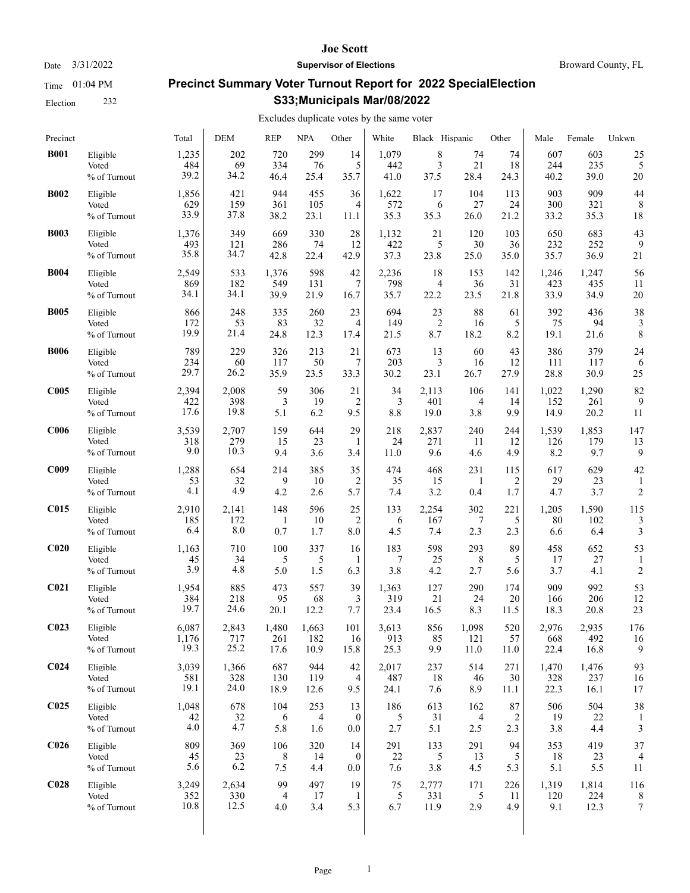**Joe Scott**

Date 3/31/2022 **Supervisor of Elections** Broward County, FL

Time 01:04 PM

Election 232

## Precinct Summary Voter Turnout Report for 2022 SpecialElection S33;Municipals Mar/08/2022

Excludes duplicate votes by the same voter

| Precinct | | Total | DEM | REP | NPA | Other | White | Black | Hispanic | Other | Male | Female | Unkwn |
|---|---|---|---|---|---|---|---|---|---|---|---|---|---|
| **B001** | Eligible | 1,235 | 202 | 720 | 299 | 14 | 1,079 | 8 | 74 | 74 | 607 | 603 | 25 |
| | Voted | 484 | 69 | 334 | 76 | 5 | 442 | 3 | 21 | 18 | 244 | 235 | 5 |
| | % of Turnout | 39.2 | 34.2 | 46.4 | 25.4 | 35.7 | 41.0 | 37.5 | 28.4 | 24.3 | 40.2 | 39.0 | 20 |
| **B002** | Eligible | 1,856 | 421 | 944 | 455 | 36 | 1,622 | 17 | 104 | 113 | 903 | 909 | 44 |
| | Voted | 629 | 159 | 361 | 105 | 4 | 572 | 6 | 27 | 24 | 300 | 321 | 8 |
| | % of Turnout | 33.9 | 37.8 | 38.2 | 23.1 | 11.1 | 35.3 | 35.3 | 26.0 | 21.2 | 33.2 | 35.3 | 18 |
| **B003** | Eligible | 1,376 | 349 | 669 | 330 | 28 | 1,132 | 21 | 120 | 103 | 650 | 683 | 43 |
| | Voted | 493 | 121 | 286 | 74 | 12 | 422 | 5 | 30 | 36 | 232 | 252 | 9 |
| | % of Turnout | 35.8 | 34.7 | 42.8 | 22.4 | 42.9 | 37.3 | 23.8 | 25.0 | 35.0 | 35.7 | 36.9 | 21 |
| **B004** | Eligible | 2,549 | 533 | 1,376 | 598 | 42 | 2,236 | 18 | 153 | 142 | 1,246 | 1,247 | 56 |
| | Voted | 869 | 182 | 549 | 131 | 7 | 798 | 4 | 36 | 31 | 423 | 435 | 11 |
| | % of Turnout | 34.1 | 34.1 | 39.9 | 21.9 | 16.7 | 35.7 | 22.2 | 23.5 | 21.8 | 33.9 | 34.9 | 20 |
| **B005** | Eligible | 866 | 248 | 335 | 260 | 23 | 694 | 23 | 88 | 61 | 392 | 436 | 38 |
| | Voted | 172 | 53 | 83 | 32 | 4 | 149 | 2 | 16 | 5 | 75 | 94 | 3 |
| | % of Turnout | 19.9 | 21.4 | 24.8 | 12.3 | 17.4 | 21.5 | 8.7 | 18.2 | 8.2 | 19.1 | 21.6 | 8 |
| **B006** | Eligible | 789 | 229 | 326 | 213 | 21 | 673 | 13 | 60 | 43 | 386 | 379 | 24 |
| | Voted | 234 | 60 | 117 | 50 | 7 | 203 | 3 | 16 | 12 | 111 | 117 | 6 |
| | % of Turnout | 29.7 | 26.2 | 35.9 | 23.5 | 33.3 | 30.2 | 23.1 | 26.7 | 27.9 | 28.8 | 30.9 | 25 |
| **C005** | Eligible | 2,394 | 2,008 | 59 | 306 | 21 | 34 | 2,113 | 106 | 141 | 1,022 | 1,290 | 82 |
| | Voted | 422 | 398 | 3 | 19 | 2 | 3 | 401 | 4 | 14 | 152 | 261 | 9 |
| | % of Turnout | 17.6 | 19.8 | 5.1 | 6.2 | 9.5 | 8.8 | 19.0 | 3.8 | 9.9 | 14.9 | 20.2 | 11 |
| **C006** | Eligible | 3,539 | 2,707 | 159 | 644 | 29 | 218 | 2,837 | 240 | 244 | 1,539 | 1,853 | 147 |
| | Voted | 318 | 279 | 15 | 23 | 1 | 24 | 271 | 11 | 12 | 126 | 179 | 13 |
| | % of Turnout | 9.0 | 10.3 | 9.4 | 3.6 | 3.4 | 11.0 | 9.6 | 4.6 | 4.9 | 8.2 | 9.7 | 9 |
| **C009** | Eligible | 1,288 | 654 | 214 | 385 | 35 | 474 | 468 | 231 | 115 | 617 | 629 | 42 |
| | Voted | 53 | 32 | 9 | 10 | 2 | 35 | 15 | 1 | 2 | 29 | 23 | 1 |
| | % of Turnout | 4.1 | 4.9 | 4.2 | 2.6 | 5.7 | 7.4 | 3.2 | 0.4 | 1.7 | 4.7 | 3.7 | 2 |
| **C015** | Eligible | 2,910 | 2,141 | 148 | 596 | 25 | 133 | 2,254 | 302 | 221 | 1,205 | 1,590 | 115 |
| | Voted | 185 | 172 | 1 | 10 | 2 | 6 | 167 | 7 | 5 | 80 | 102 | 3 |
| | % of Turnout | 6.4 | 8.0 | 0.7 | 1.7 | 8.0 | 4.5 | 7.4 | 2.3 | 2.3 | 6.6 | 6.4 | 3 |
| **C020** | Eligible | 1,163 | 710 | 100 | 337 | 16 | 183 | 598 | 293 | 89 | 458 | 652 | 53 |
| | Voted | 45 | 34 | 5 | 5 | 1 | 7 | 25 | 8 | 5 | 17 | 27 | 1 |
| | % of Turnout | 3.9 | 4.8 | 5.0 | 1.5 | 6.3 | 3.8 | 4.2 | 2.7 | 5.6 | 3.7 | 4.1 | 2 |
| **C021** | Eligible | 1,954 | 885 | 473 | 557 | 39 | 1,363 | 127 | 290 | 174 | 909 | 992 | 53 |
| | Voted | 384 | 218 | 95 | 68 | 3 | 319 | 21 | 24 | 20 | 166 | 206 | 12 |
| | % of Turnout | 19.7 | 24.6 | 20.1 | 12.2 | 7.7 | 23.4 | 16.5 | 8.3 | 11.5 | 18.3 | 20.8 | 23 |
| **C023** | Eligible | 6,087 | 2,843 | 1,480 | 1,663 | 101 | 3,613 | 856 | 1,098 | 520 | 2,976 | 2,935 | 176 |
| | Voted | 1,176 | 717 | 261 | 182 | 16 | 913 | 85 | 121 | 57 | 668 | 492 | 16 |
| | % of Turnout | 19.3 | 25.2 | 17.6 | 10.9 | 15.8 | 25.3 | 9.9 | 11.0 | 11.0 | 22.4 | 16.8 | 9 |
| **C024** | Eligible | 3,039 | 1,366 | 687 | 944 | 42 | 2,017 | 237 | 514 | 271 | 1,470 | 1,476 | 93 |
| | Voted | 581 | 328 | 130 | 119 | 4 | 487 | 18 | 46 | 30 | 328 | 237 | 16 |
| | % of Turnout | 19.1 | 24.0 | 18.9 | 12.6 | 9.5 | 24.1 | 7.6 | 8.9 | 11.1 | 22.3 | 16.1 | 17 |
| **C025** | Eligible | 1,048 | 678 | 104 | 253 | 13 | 186 | 613 | 162 | 87 | 506 | 504 | 38 |
| | Voted | 42 | 32 | 6 | 4 | 0 | 5 | 31 | 4 | 2 | 19 | 22 | 1 |
| | % of Turnout | 4.0 | 4.7 | 5.8 | 1.6 | 0.0 | 2.7 | 5.1 | 2.5 | 2.3 | 3.8 | 4.4 | 3 |
| **C026** | Eligible | 809 | 369 | 106 | 320 | 14 | 291 | 133 | 291 | 94 | 353 | 419 | 37 |
| | Voted | 45 | 23 | 8 | 14 | 0 | 22 | 5 | 13 | 5 | 18 | 23 | 4 |
| | % of Turnout | 5.6 | 6.2 | 7.5 | 4.4 | 0.0 | 7.6 | 3.8 | 4.5 | 5.3 | 5.1 | 5.5 | 11 |
| **C028** | Eligible | 3,249 | 2,634 | 99 | 497 | 19 | 75 | 2,777 | 171 | 226 | 1,319 | 1,814 | 116 |
| | Voted | 352 | 330 | 4 | 17 | 1 | 5 | 331 | 5 | 11 | 120 | 224 | 8 |
| | % of Turnout | 10.8 | 12.5 | 4.0 | 3.4 | 5.3 | 6.7 | 11.9 | 2.9 | 4.9 | 9.1 | 12.3 | 7 |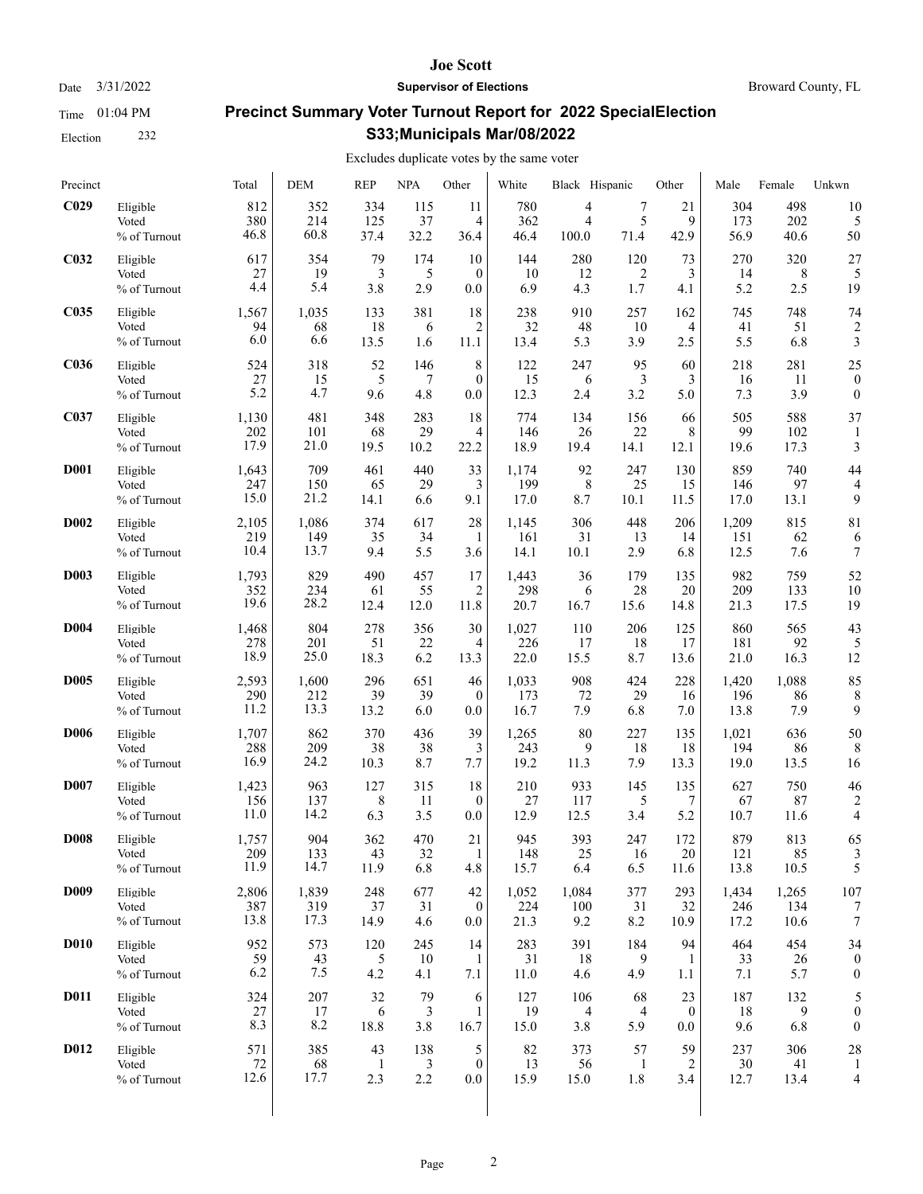# Precinct Summary Voter Turnout Report for 2022 SpecialElection S33;Municipals Mar/08/2022

Joe Scott
Supervisor of Elections
Broward County, FL

Date 3/31/2022
Time 01:04 PM
Election 232

Excludes duplicate votes by the same voter

| Precinct | | Total | DEM | REP | NPA | Other | White | Black | Hispanic | Other | Male | Female | Unkwn |
|---|---|---|---|---|---|---|---|---|---|---|---|---|---|
| **C029** | Eligible | 812 | 352 | 334 | 115 | 11 | 780 | 4 | 7 | 21 | 304 | 498 | 10 |
| | Voted | 380 | 214 | 125 | 37 | 4 | 362 | 4 | 5 | 9 | 173 | 202 | 5 |
| | % of Turnout | 46.8 | 60.8 | 37.4 | 32.2 | 36.4 | 46.4 | 100.0 | 71.4 | 42.9 | 56.9 | 40.6 | 50 |
| **C032** | Eligible | 617 | 354 | 79 | 174 | 10 | 144 | 280 | 120 | 73 | 270 | 320 | 27 |
| | Voted | 27 | 19 | 3 | 5 | 0 | 10 | 12 | 2 | 3 | 14 | 8 | 5 |
| | % of Turnout | 4.4 | 5.4 | 3.8 | 2.9 | 0.0 | 6.9 | 4.3 | 1.7 | 4.1 | 5.2 | 2.5 | 19 |
| **C035** | Eligible | 1,567 | 1,035 | 133 | 381 | 18 | 238 | 910 | 257 | 162 | 745 | 748 | 74 |
| | Voted | 94 | 68 | 18 | 6 | 2 | 32 | 48 | 10 | 4 | 41 | 51 | 2 |
| | % of Turnout | 6.0 | 6.6 | 13.5 | 1.6 | 11.1 | 13.4 | 5.3 | 3.9 | 2.5 | 5.5 | 6.8 | 3 |
| **C036** | Eligible | 524 | 318 | 52 | 146 | 8 | 122 | 247 | 95 | 60 | 218 | 281 | 25 |
| | Voted | 27 | 15 | 5 | 7 | 0 | 15 | 6 | 3 | 3 | 16 | 11 | 0 |
| | % of Turnout | 5.2 | 4.7 | 9.6 | 4.8 | 0.0 | 12.3 | 2.4 | 3.2 | 5.0 | 7.3 | 3.9 | 0 |
| **C037** | Eligible | 1,130 | 481 | 348 | 283 | 18 | 774 | 134 | 156 | 66 | 505 | 588 | 37 |
| | Voted | 202 | 101 | 68 | 29 | 4 | 146 | 26 | 22 | 8 | 99 | 102 | 1 |
| | % of Turnout | 17.9 | 21.0 | 19.5 | 10.2 | 22.2 | 18.9 | 19.4 | 14.1 | 12.1 | 19.6 | 17.3 | 3 |
| **D001** | Eligible | 1,643 | 709 | 461 | 440 | 33 | 1,174 | 92 | 247 | 130 | 859 | 740 | 44 |
| | Voted | 247 | 150 | 65 | 29 | 3 | 199 | 8 | 25 | 15 | 146 | 97 | 4 |
| | % of Turnout | 15.0 | 21.2 | 14.1 | 6.6 | 9.1 | 17.0 | 8.7 | 10.1 | 11.5 | 17.0 | 13.1 | 9 |
| **D002** | Eligible | 2,105 | 1,086 | 374 | 617 | 28 | 1,145 | 306 | 448 | 206 | 1,209 | 815 | 81 |
| | Voted | 219 | 149 | 35 | 34 | 1 | 161 | 31 | 13 | 14 | 151 | 62 | 6 |
| | % of Turnout | 10.4 | 13.7 | 9.4 | 5.5 | 3.6 | 14.1 | 10.1 | 2.9 | 6.8 | 12.5 | 7.6 | 7 |
| **D003** | Eligible | 1,793 | 829 | 490 | 457 | 17 | 1,443 | 36 | 179 | 135 | 982 | 759 | 52 |
| | Voted | 352 | 234 | 61 | 55 | 2 | 298 | 6 | 28 | 20 | 209 | 133 | 10 |
| | % of Turnout | 19.6 | 28.2 | 12.4 | 12.0 | 11.8 | 20.7 | 16.7 | 15.6 | 14.8 | 21.3 | 17.5 | 19 |
| **D004** | Eligible | 1,468 | 804 | 278 | 356 | 30 | 1,027 | 110 | 206 | 125 | 860 | 565 | 43 |
| | Voted | 278 | 201 | 51 | 22 | 4 | 226 | 17 | 18 | 17 | 181 | 92 | 5 |
| | % of Turnout | 18.9 | 25.0 | 18.3 | 6.2 | 13.3 | 22.0 | 15.5 | 8.7 | 13.6 | 21.0 | 16.3 | 12 |
| **D005** | Eligible | 2,593 | 1,600 | 296 | 651 | 46 | 1,033 | 908 | 424 | 228 | 1,420 | 1,088 | 85 |
| | Voted | 290 | 212 | 39 | 39 | 0 | 173 | 72 | 29 | 16 | 196 | 86 | 8 |
| | % of Turnout | 11.2 | 13.3 | 13.2 | 6.0 | 0.0 | 16.7 | 7.9 | 6.8 | 7.0 | 13.8 | 7.9 | 9 |
| **D006** | Eligible | 1,707 | 862 | 370 | 436 | 39 | 1,265 | 80 | 227 | 135 | 1,021 | 636 | 50 |
| | Voted | 288 | 209 | 38 | 38 | 3 | 243 | 9 | 18 | 18 | 194 | 86 | 8 |
| | % of Turnout | 16.9 | 24.2 | 10.3 | 8.7 | 7.7 | 19.2 | 11.3 | 7.9 | 13.3 | 19.0 | 13.5 | 16 |
| **D007** | Eligible | 1,423 | 963 | 127 | 315 | 18 | 210 | 933 | 145 | 135 | 627 | 750 | 46 |
| | Voted | 156 | 137 | 8 | 11 | 0 | 27 | 117 | 5 | 7 | 67 | 87 | 2 |
| | % of Turnout | 11.0 | 14.2 | 6.3 | 3.5 | 0.0 | 12.9 | 12.5 | 3.4 | 5.2 | 10.7 | 11.6 | 4 |
| **D008** | Eligible | 1,757 | 904 | 362 | 470 | 21 | 945 | 393 | 247 | 172 | 879 | 813 | 65 |
| | Voted | 209 | 133 | 43 | 32 | 1 | 148 | 25 | 16 | 20 | 121 | 85 | 3 |
| | % of Turnout | 11.9 | 14.7 | 11.9 | 6.8 | 4.8 | 15.7 | 6.4 | 6.5 | 11.6 | 13.8 | 10.5 | 5 |
| **D009** | Eligible | 2,806 | 1,839 | 248 | 677 | 42 | 1,052 | 1,084 | 377 | 293 | 1,434 | 1,265 | 107 |
| | Voted | 387 | 319 | 37 | 31 | 0 | 224 | 100 | 31 | 32 | 246 | 134 | 7 |
| | % of Turnout | 13.8 | 17.3 | 14.9 | 4.6 | 0.0 | 21.3 | 9.2 | 8.2 | 10.9 | 17.2 | 10.6 | 7 |
| **D010** | Eligible | 952 | 573 | 120 | 245 | 14 | 283 | 391 | 184 | 94 | 464 | 454 | 34 |
| | Voted | 59 | 43 | 5 | 10 | 1 | 31 | 18 | 9 | 1 | 33 | 26 | 0 |
| | % of Turnout | 6.2 | 7.5 | 4.2 | 4.1 | 7.1 | 11.0 | 4.6 | 4.9 | 1.1 | 7.1 | 5.7 | 0 |
| **D011** | Eligible | 324 | 207 | 32 | 79 | 6 | 127 | 106 | 68 | 23 | 187 | 132 | 5 |
| | Voted | 27 | 17 | 6 | 3 | 1 | 19 | 4 | 4 | 0 | 18 | 9 | 0 |
| | % of Turnout | 8.3 | 8.2 | 18.8 | 3.8 | 16.7 | 15.0 | 3.8 | 5.9 | 0.0 | 9.6 | 6.8 | 0 |
| **D012** | Eligible | 571 | 385 | 43 | 138 | 5 | 82 | 373 | 57 | 59 | 237 | 306 | 28 |
| | Voted | 72 | 68 | 1 | 3 | 0 | 13 | 56 | 1 | 2 | 30 | 41 | 1 |
| | % of Turnout | 12.6 | 17.7 | 2.3 | 2.2 | 0.0 | 15.9 | 15.0 | 1.8 | 3.4 | 12.7 | 13.4 | 4 |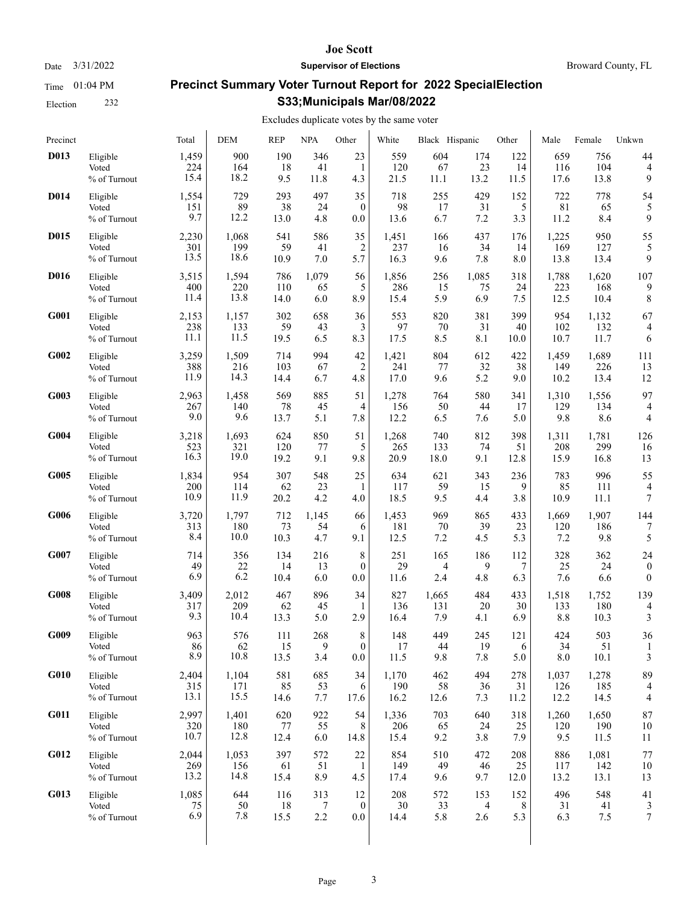# Precinct Summary Voter Turnout Report for 2022 SpecialElection S33;Municipals Mar/08/2022

Excludes duplicate votes by the same voter

| Precinct | | Total | DEM | REP | NPA | Other | White | Black | Hispanic | Other | Male | Female | Unkwn |
|---|---|---|---|---|---|---|---|---|---|---|---|---|---|
| **D013** | Eligible | 1,459 | 900 | 190 | 346 | 23 | 559 | 604 | 174 | 122 | 659 | 756 | 44 |
| | Voted | 224 | 164 | 18 | 41 | 1 | 120 | 67 | 23 | 14 | 116 | 104 | 4 |
| | % of Turnout | 15.4 | 18.2 | 9.5 | 11.8 | 4.3 | 21.5 | 11.1 | 13.2 | 11.5 | 17.6 | 13.8 | 9 |
| **D014** | Eligible | 1,554 | 729 | 293 | 497 | 35 | 718 | 255 | 429 | 152 | 722 | 778 | 54 |
| | Voted | 151 | 89 | 38 | 24 | 0 | 98 | 17 | 31 | 5 | 81 | 65 | 5 |
| | % of Turnout | 9.7 | 12.2 | 13.0 | 4.8 | 0.0 | 13.6 | 6.7 | 7.2 | 3.3 | 11.2 | 8.4 | 9 |
| **D015** | Eligible | 2,230 | 1,068 | 541 | 586 | 35 | 1,451 | 166 | 437 | 176 | 1,225 | 950 | 55 |
| | Voted | 301 | 199 | 59 | 41 | 2 | 237 | 16 | 34 | 14 | 169 | 127 | 5 |
| | % of Turnout | 13.5 | 18.6 | 10.9 | 7.0 | 5.7 | 16.3 | 9.6 | 7.8 | 8.0 | 13.8 | 13.4 | 9 |
| **D016** | Eligible | 3,515 | 1,594 | 786 | 1,079 | 56 | 1,856 | 256 | 1,085 | 318 | 1,788 | 1,620 | 107 |
| | Voted | 400 | 220 | 110 | 65 | 5 | 286 | 15 | 75 | 24 | 223 | 168 | 9 |
| | % of Turnout | 11.4 | 13.8 | 14.0 | 6.0 | 8.9 | 15.4 | 5.9 | 6.9 | 7.5 | 12.5 | 10.4 | 8 |
| **G001** | Eligible | 2,153 | 1,157 | 302 | 658 | 36 | 553 | 820 | 381 | 399 | 954 | 1,132 | 67 |
| | Voted | 238 | 133 | 59 | 43 | 3 | 97 | 70 | 31 | 40 | 102 | 132 | 4 |
| | % of Turnout | 11.1 | 11.5 | 19.5 | 6.5 | 8.3 | 17.5 | 8.5 | 8.1 | 10.0 | 10.7 | 11.7 | 6 |
| **G002** | Eligible | 3,259 | 1,509 | 714 | 994 | 42 | 1,421 | 804 | 612 | 422 | 1,459 | 1,689 | 111 |
| | Voted | 388 | 216 | 103 | 67 | 2 | 241 | 77 | 32 | 38 | 149 | 226 | 13 |
| | % of Turnout | 11.9 | 14.3 | 14.4 | 6.7 | 4.8 | 17.0 | 9.6 | 5.2 | 9.0 | 10.2 | 13.4 | 12 |
| **G003** | Eligible | 2,963 | 1,458 | 569 | 885 | 51 | 1,278 | 764 | 580 | 341 | 1,310 | 1,556 | 97 |
| | Voted | 267 | 140 | 78 | 45 | 4 | 156 | 50 | 44 | 17 | 129 | 134 | 4 |
| | % of Turnout | 9.0 | 9.6 | 13.7 | 5.1 | 7.8 | 12.2 | 6.5 | 7.6 | 5.0 | 9.8 | 8.6 | 4 |
| **G004** | Eligible | 3,218 | 1,693 | 624 | 850 | 51 | 1,268 | 740 | 812 | 398 | 1,311 | 1,781 | 126 |
| | Voted | 523 | 321 | 120 | 77 | 5 | 265 | 133 | 74 | 51 | 208 | 299 | 16 |
| | % of Turnout | 16.3 | 19.0 | 19.2 | 9.1 | 9.8 | 20.9 | 18.0 | 9.1 | 12.8 | 15.9 | 16.8 | 13 |
| **G005** | Eligible | 1,834 | 954 | 307 | 548 | 25 | 634 | 621 | 343 | 236 | 783 | 996 | 55 |
| | Voted | 200 | 114 | 62 | 23 | 1 | 117 | 59 | 15 | 9 | 85 | 111 | 4 |
| | % of Turnout | 10.9 | 11.9 | 20.2 | 4.2 | 4.0 | 18.5 | 9.5 | 4.4 | 3.8 | 10.9 | 11.1 | 7 |
| **G006** | Eligible | 3,720 | 1,797 | 712 | 1,145 | 66 | 1,453 | 969 | 865 | 433 | 1,669 | 1,907 | 144 |
| | Voted | 313 | 180 | 73 | 54 | 6 | 181 | 70 | 39 | 23 | 120 | 186 | 7 |
| | % of Turnout | 8.4 | 10.0 | 10.3 | 4.7 | 9.1 | 12.5 | 7.2 | 4.5 | 5.3 | 7.2 | 9.8 | 5 |
| **G007** | Eligible | 714 | 356 | 134 | 216 | 8 | 251 | 165 | 186 | 112 | 328 | 362 | 24 |
| | Voted | 49 | 22 | 14 | 13 | 0 | 29 | 4 | 9 | 7 | 25 | 24 | 0 |
| | % of Turnout | 6.9 | 6.2 | 10.4 | 6.0 | 0.0 | 11.6 | 2.4 | 4.8 | 6.3 | 7.6 | 6.6 | 0 |
| **G008** | Eligible | 3,409 | 2,012 | 467 | 896 | 34 | 827 | 1,665 | 484 | 433 | 1,518 | 1,752 | 139 |
| | Voted | 317 | 209 | 62 | 45 | 1 | 136 | 131 | 20 | 30 | 133 | 180 | 4 |
| | % of Turnout | 9.3 | 10.4 | 13.3 | 5.0 | 2.9 | 16.4 | 7.9 | 4.1 | 6.9 | 8.8 | 10.3 | 3 |
| **G009** | Eligible | 963 | 576 | 111 | 268 | 8 | 148 | 449 | 245 | 121 | 424 | 503 | 36 |
| | Voted | 86 | 62 | 15 | 9 | 0 | 17 | 44 | 19 | 6 | 34 | 51 | 1 |
| | % of Turnout | 8.9 | 10.8 | 13.5 | 3.4 | 0.0 | 11.5 | 9.8 | 7.8 | 5.0 | 8.0 | 10.1 | 3 |
| **G010** | Eligible | 2,404 | 1,104 | 581 | 685 | 34 | 1,170 | 462 | 494 | 278 | 1,037 | 1,278 | 89 |
| | Voted | 315 | 171 | 85 | 53 | 6 | 190 | 58 | 36 | 31 | 126 | 185 | 4 |
| | % of Turnout | 13.1 | 15.5 | 14.6 | 7.7 | 17.6 | 16.2 | 12.6 | 7.3 | 11.2 | 12.2 | 14.5 | 4 |
| **G011** | Eligible | 2,997 | 1,401 | 620 | 922 | 54 | 1,336 | 703 | 640 | 318 | 1,260 | 1,650 | 87 |
| | Voted | 320 | 180 | 77 | 55 | 8 | 206 | 65 | 24 | 25 | 120 | 190 | 10 |
| | % of Turnout | 10.7 | 12.8 | 12.4 | 6.0 | 14.8 | 15.4 | 9.2 | 3.8 | 7.9 | 9.5 | 11.5 | 11 |
| **G012** | Eligible | 2,044 | 1,053 | 397 | 572 | 22 | 854 | 510 | 472 | 208 | 886 | 1,081 | 77 |
| | Voted | 269 | 156 | 61 | 51 | 1 | 149 | 49 | 46 | 25 | 117 | 142 | 10 |
| | % of Turnout | 13.2 | 14.8 | 15.4 | 8.9 | 4.5 | 17.4 | 9.6 | 9.7 | 12.0 | 13.2 | 13.1 | 13 |
| **G013** | Eligible | 1,085 | 644 | 116 | 313 | 12 | 208 | 572 | 153 | 152 | 496 | 548 | 41 |
| | Voted | 75 | 50 | 18 | 7 | 0 | 30 | 33 | 4 | 8 | 31 | 41 | 3 |
| | % of Turnout | 6.9 | 7.8 | 15.5 | 2.2 | 0.0 | 14.4 | 5.8 | 2.6 | 5.3 | 6.3 | 7.5 | 7 |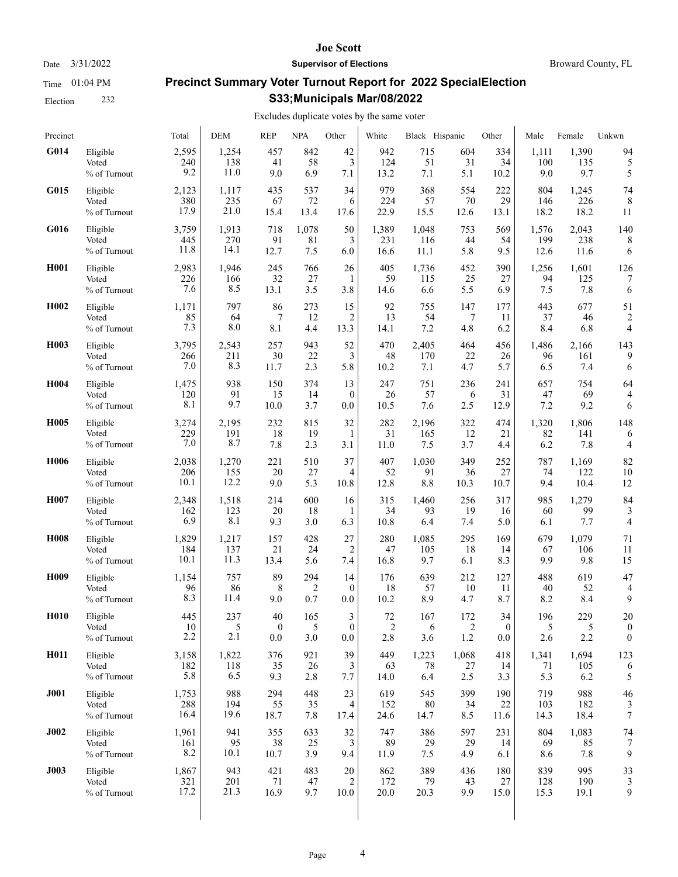**Joe Scott**

Date 3/31/2022 **Supervisor of Elections** Broward County, FL

Time 01:04 PM

Election 232

# Precinct Summary Voter Turnout Report for 2022 SpecialElection S33;Municipals Mar/08/2022

Excludes duplicate votes by the same voter

| Precinct | | Total | DEM | REP | NPA | Other | White | Black | Hispanic | Other | Male | Female | Unkwn |
|---|---|---|---|---|---|---|---|---|---|---|---|---|---|
| **G014** | Eligible | 2,595 | 1,254 | 457 | 842 | 42 | 942 | 715 | 604 | 334 | 1,111 | 1,390 | 94 |
| | Voted | 240 | 138 | 41 | 58 | 3 | 124 | 51 | 31 | 34 | 100 | 135 | 5 |
| | % of Turnout | 9.2 | 11.0 | 9.0 | 6.9 | 7.1 | 13.2 | 7.1 | 5.1 | 10.2 | 9.0 | 9.7 | 5 |
| **G015** | Eligible | 2,123 | 1,117 | 435 | 537 | 34 | 979 | 368 | 554 | 222 | 804 | 1,245 | 74 |
| | Voted | 380 | 235 | 67 | 72 | 6 | 224 | 57 | 70 | 29 | 146 | 226 | 8 |
| | % of Turnout | 17.9 | 21.0 | 15.4 | 13.4 | 17.6 | 22.9 | 15.5 | 12.6 | 13.1 | 18.2 | 18.2 | 11 |
| **G016** | Eligible | 3,759 | 1,913 | 718 | 1,078 | 50 | 1,389 | 1,048 | 753 | 569 | 1,576 | 2,043 | 140 |
| | Voted | 445 | 270 | 91 | 81 | 3 | 231 | 116 | 44 | 54 | 199 | 238 | 8 |
| | % of Turnout | 11.8 | 14.1 | 12.7 | 7.5 | 6.0 | 16.6 | 11.1 | 5.8 | 9.5 | 12.6 | 11.6 | 6 |
| **H001** | Eligible | 2,983 | 1,946 | 245 | 766 | 26 | 405 | 1,736 | 452 | 390 | 1,256 | 1,601 | 126 |
| | Voted | 226 | 166 | 32 | 27 | 1 | 59 | 115 | 25 | 27 | 94 | 125 | 7 |
| | % of Turnout | 7.6 | 8.5 | 13.1 | 3.5 | 3.8 | 14.6 | 6.6 | 5.5 | 6.9 | 7.5 | 7.8 | 6 |
| **H002** | Eligible | 1,171 | 797 | 86 | 273 | 15 | 92 | 755 | 147 | 177 | 443 | 677 | 51 |
| | Voted | 85 | 64 | 7 | 12 | 2 | 13 | 54 | 7 | 11 | 37 | 46 | 2 |
| | % of Turnout | 7.3 | 8.0 | 8.1 | 4.4 | 13.3 | 14.1 | 7.2 | 4.8 | 6.2 | 8.4 | 6.8 | 4 |
| **H003** | Eligible | 3,795 | 2,543 | 257 | 943 | 52 | 470 | 2,405 | 464 | 456 | 1,486 | 2,166 | 143 |
| | Voted | 266 | 211 | 30 | 22 | 3 | 48 | 170 | 22 | 26 | 96 | 161 | 9 |
| | % of Turnout | 7.0 | 8.3 | 11.7 | 2.3 | 5.8 | 10.2 | 7.1 | 4.7 | 5.7 | 6.5 | 7.4 | 6 |
| **H004** | Eligible | 1,475 | 938 | 150 | 374 | 13 | 247 | 751 | 236 | 241 | 657 | 754 | 64 |
| | Voted | 120 | 91 | 15 | 14 | 0 | 26 | 57 | 6 | 31 | 47 | 69 | 4 |
| | % of Turnout | 8.1 | 9.7 | 10.0 | 3.7 | 0.0 | 10.5 | 7.6 | 2.5 | 12.9 | 7.2 | 9.2 | 6 |
| **H005** | Eligible | 3,274 | 2,195 | 232 | 815 | 32 | 282 | 2,196 | 322 | 474 | 1,320 | 1,806 | 148 |
| | Voted | 229 | 191 | 18 | 19 | 1 | 31 | 165 | 12 | 21 | 82 | 141 | 6 |
| | % of Turnout | 7.0 | 8.7 | 7.8 | 2.3 | 3.1 | 11.0 | 7.5 | 3.7 | 4.4 | 6.2 | 7.8 | 4 |
| **H006** | Eligible | 2,038 | 1,270 | 221 | 510 | 37 | 407 | 1,030 | 349 | 252 | 787 | 1,169 | 82 |
| | Voted | 206 | 155 | 20 | 27 | 4 | 52 | 91 | 36 | 27 | 74 | 122 | 10 |
| | % of Turnout | 10.1 | 12.2 | 9.0 | 5.3 | 10.8 | 12.8 | 8.8 | 10.3 | 10.7 | 9.4 | 10.4 | 12 |
| **H007** | Eligible | 2,348 | 1,518 | 214 | 600 | 16 | 315 | 1,460 | 256 | 317 | 985 | 1,279 | 84 |
| | Voted | 162 | 123 | 20 | 18 | 1 | 34 | 93 | 19 | 16 | 60 | 99 | 3 |
| | % of Turnout | 6.9 | 8.1 | 9.3 | 3.0 | 6.3 | 10.8 | 6.4 | 7.4 | 5.0 | 6.1 | 7.7 | 4 |
| **H008** | Eligible | 1,829 | 1,217 | 157 | 428 | 27 | 280 | 1,085 | 295 | 169 | 679 | 1,079 | 71 |
| | Voted | 184 | 137 | 21 | 24 | 2 | 47 | 105 | 18 | 14 | 67 | 106 | 11 |
| | % of Turnout | 10.1 | 11.3 | 13.4 | 5.6 | 7.4 | 16.8 | 9.7 | 6.1 | 8.3 | 9.9 | 9.8 | 15 |
| **H009** | Eligible | 1,154 | 757 | 89 | 294 | 14 | 176 | 639 | 212 | 127 | 488 | 619 | 47 |
| | Voted | 96 | 86 | 8 | 2 | 0 | 18 | 57 | 10 | 11 | 40 | 52 | 4 |
| | % of Turnout | 8.3 | 11.4 | 9.0 | 0.7 | 0.0 | 10.2 | 8.9 | 4.7 | 8.7 | 8.2 | 8.4 | 9 |
| **H010** | Eligible | 445 | 237 | 40 | 165 | 3 | 72 | 167 | 172 | 34 | 196 | 229 | 20 |
| | Voted | 10 | 5 | 0 | 5 | 0 | 2 | 6 | 2 | 0 | 5 | 5 | 0 |
| | % of Turnout | 2.2 | 2.1 | 0.0 | 3.0 | 0.0 | 2.8 | 3.6 | 1.2 | 0.0 | 2.6 | 2.2 | 0 |
| **H011** | Eligible | 3,158 | 1,822 | 376 | 921 | 39 | 449 | 1,223 | 1,068 | 418 | 1,341 | 1,694 | 123 |
| | Voted | 182 | 118 | 35 | 26 | 3 | 63 | 78 | 27 | 14 | 71 | 105 | 6 |
| | % of Turnout | 5.8 | 6.5 | 9.3 | 2.8 | 7.7 | 14.0 | 6.4 | 2.5 | 3.3 | 5.3 | 6.2 | 5 |
| **J001** | Eligible | 1,753 | 988 | 294 | 448 | 23 | 619 | 545 | 399 | 190 | 719 | 988 | 46 |
| | Voted | 288 | 194 | 55 | 35 | 4 | 152 | 80 | 34 | 22 | 103 | 182 | 3 |
| | % of Turnout | 16.4 | 19.6 | 18.7 | 7.8 | 17.4 | 24.6 | 14.7 | 8.5 | 11.6 | 14.3 | 18.4 | 7 |
| **J002** | Eligible | 1,961 | 941 | 355 | 633 | 32 | 747 | 386 | 597 | 231 | 804 | 1,083 | 74 |
| | Voted | 161 | 95 | 38 | 25 | 3 | 89 | 29 | 29 | 14 | 69 | 85 | 7 |
| | % of Turnout | 8.2 | 10.1 | 10.7 | 3.9 | 9.4 | 11.9 | 7.5 | 4.9 | 6.1 | 8.6 | 7.8 | 9 |
| **J003** | Eligible | 1,867 | 943 | 421 | 483 | 20 | 862 | 389 | 436 | 180 | 839 | 995 | 33 |
| | Voted | 321 | 201 | 71 | 47 | 2 | 172 | 79 | 43 | 27 | 128 | 190 | 3 |
| | % of Turnout | 17.2 | 21.3 | 16.9 | 9.7 | 10.0 | 20.0 | 20.3 | 9.9 | 15.0 | 15.3 | 19.1 | 9 |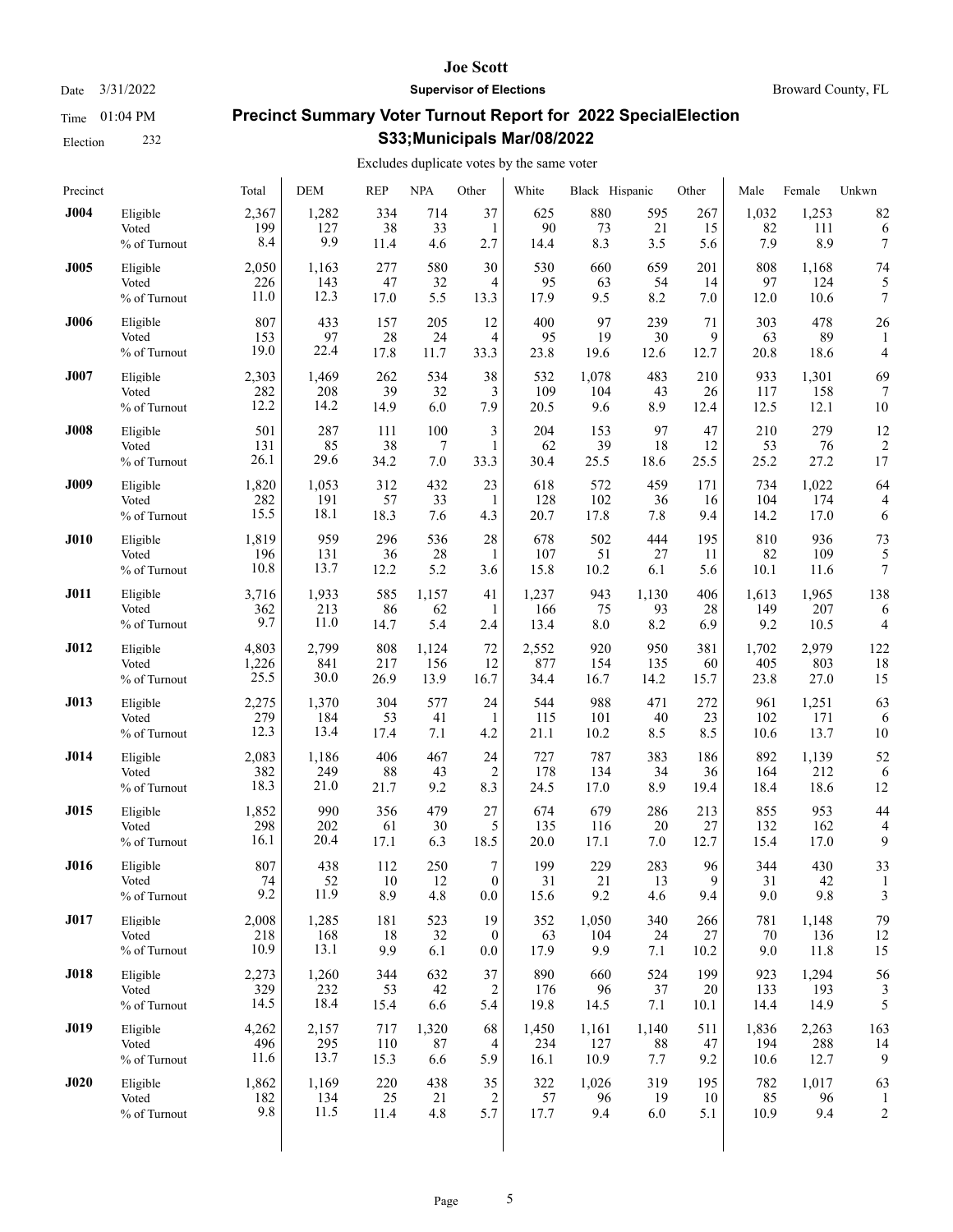# Precinct Summary Voter Turnout Report for 2022 SpecialElection S33;Municipals Mar/08/2022

Joe Scott
Supervisor of Elections
Broward County, FL

Date 3/31/2022
Time 01:04 PM
Election 232

Excludes duplicate votes by the same voter

| Precinct | | Total | DEM | REP | NPA | Other | White | Black | Hispanic | Other | Male | Female | Unkwn |
|---|---|---|---|---|---|---|---|---|---|---|---|---|---|
| **J004** | Eligible | 2,367 | 1,282 | 334 | 714 | 37 | 625 | 880 | 595 | 267 | 1,032 | 1,253 | 82 |
| | Voted | 199 | 127 | 38 | 33 | 1 | 90 | 73 | 21 | 15 | 82 | 111 | 6 |
| | % of Turnout | 8.4 | 9.9 | 11.4 | 4.6 | 2.7 | 14.4 | 8.3 | 3.5 | 5.6 | 7.9 | 8.9 | 7 |
| **J005** | Eligible | 2,050 | 1,163 | 277 | 580 | 30 | 530 | 660 | 659 | 201 | 808 | 1,168 | 74 |
| | Voted | 226 | 143 | 47 | 32 | 4 | 95 | 63 | 54 | 14 | 97 | 124 | 5 |
| | % of Turnout | 11.0 | 12.3 | 17.0 | 5.5 | 13.3 | 17.9 | 9.5 | 8.2 | 7.0 | 12.0 | 10.6 | 7 |
| **J006** | Eligible | 807 | 433 | 157 | 205 | 12 | 400 | 97 | 239 | 71 | 303 | 478 | 26 |
| | Voted | 153 | 97 | 28 | 24 | 4 | 95 | 19 | 30 | 9 | 63 | 89 | 1 |
| | % of Turnout | 19.0 | 22.4 | 17.8 | 11.7 | 33.3 | 23.8 | 19.6 | 12.6 | 12.7 | 20.8 | 18.6 | 4 |
| **J007** | Eligible | 2,303 | 1,469 | 262 | 534 | 38 | 532 | 1,078 | 483 | 210 | 933 | 1,301 | 69 |
| | Voted | 282 | 208 | 39 | 32 | 3 | 109 | 104 | 43 | 26 | 117 | 158 | 7 |
| | % of Turnout | 12.2 | 14.2 | 14.9 | 6.0 | 7.9 | 20.5 | 9.6 | 8.9 | 12.4 | 12.5 | 12.1 | 10 |
| **J008** | Eligible | 501 | 287 | 111 | 100 | 3 | 204 | 153 | 97 | 47 | 210 | 279 | 12 |
| | Voted | 131 | 85 | 38 | 7 | 1 | 62 | 39 | 18 | 12 | 53 | 76 | 2 |
| | % of Turnout | 26.1 | 29.6 | 34.2 | 7.0 | 33.3 | 30.4 | 25.5 | 18.6 | 25.5 | 25.2 | 27.2 | 17 |
| **J009** | Eligible | 1,820 | 1,053 | 312 | 432 | 23 | 618 | 572 | 459 | 171 | 734 | 1,022 | 64 |
| | Voted | 282 | 191 | 57 | 33 | 1 | 128 | 102 | 36 | 16 | 104 | 174 | 4 |
| | % of Turnout | 15.5 | 18.1 | 18.3 | 7.6 | 4.3 | 20.7 | 17.8 | 7.8 | 9.4 | 14.2 | 17.0 | 6 |
| **J010** | Eligible | 1,819 | 959 | 296 | 536 | 28 | 678 | 502 | 444 | 195 | 810 | 936 | 73 |
| | Voted | 196 | 131 | 36 | 28 | 1 | 107 | 51 | 27 | 11 | 82 | 109 | 5 |
| | % of Turnout | 10.8 | 13.7 | 12.2 | 5.2 | 3.6 | 15.8 | 10.2 | 6.1 | 5.6 | 10.1 | 11.6 | 7 |
| **J011** | Eligible | 3,716 | 1,933 | 585 | 1,157 | 41 | 1,237 | 943 | 1,130 | 406 | 1,613 | 1,965 | 138 |
| | Voted | 362 | 213 | 86 | 62 | 1 | 166 | 75 | 93 | 28 | 149 | 207 | 6 |
| | % of Turnout | 9.7 | 11.0 | 14.7 | 5.4 | 2.4 | 13.4 | 8.0 | 8.2 | 6.9 | 9.2 | 10.5 | 4 |
| **J012** | Eligible | 4,803 | 2,799 | 808 | 1,124 | 72 | 2,552 | 920 | 950 | 381 | 1,702 | 2,979 | 122 |
| | Voted | 1,226 | 841 | 217 | 156 | 12 | 877 | 154 | 135 | 60 | 405 | 803 | 18 |
| | % of Turnout | 25.5 | 30.0 | 26.9 | 13.9 | 16.7 | 34.4 | 16.7 | 14.2 | 15.7 | 23.8 | 27.0 | 15 |
| **J013** | Eligible | 2,275 | 1,370 | 304 | 577 | 24 | 544 | 988 | 471 | 272 | 961 | 1,251 | 63 |
| | Voted | 279 | 184 | 53 | 41 | 1 | 115 | 101 | 40 | 23 | 102 | 171 | 6 |
| | % of Turnout | 12.3 | 13.4 | 17.4 | 7.1 | 4.2 | 21.1 | 10.2 | 8.5 | 8.5 | 10.6 | 13.7 | 10 |
| **J014** | Eligible | 2,083 | 1,186 | 406 | 467 | 24 | 727 | 787 | 383 | 186 | 892 | 1,139 | 52 |
| | Voted | 382 | 249 | 88 | 43 | 2 | 178 | 134 | 34 | 36 | 164 | 212 | 6 |
| | % of Turnout | 18.3 | 21.0 | 21.7 | 9.2 | 8.3 | 24.5 | 17.0 | 8.9 | 19.4 | 18.4 | 18.6 | 12 |
| **J015** | Eligible | 1,852 | 990 | 356 | 479 | 27 | 674 | 679 | 286 | 213 | 855 | 953 | 44 |
| | Voted | 298 | 202 | 61 | 30 | 5 | 135 | 116 | 20 | 27 | 132 | 162 | 4 |
| | % of Turnout | 16.1 | 20.4 | 17.1 | 6.3 | 18.5 | 20.0 | 17.1 | 7.0 | 12.7 | 15.4 | 17.0 | 9 |
| **J016** | Eligible | 807 | 438 | 112 | 250 | 7 | 199 | 229 | 283 | 96 | 344 | 430 | 33 |
| | Voted | 74 | 52 | 10 | 12 | 0 | 31 | 21 | 13 | 9 | 31 | 42 | 1 |
| | % of Turnout | 9.2 | 11.9 | 8.9 | 4.8 | 0.0 | 15.6 | 9.2 | 4.6 | 9.4 | 9.0 | 9.8 | 3 |
| **J017** | Eligible | 2,008 | 1,285 | 181 | 523 | 19 | 352 | 1,050 | 340 | 266 | 781 | 1,148 | 79 |
| | Voted | 218 | 168 | 18 | 32 | 0 | 63 | 104 | 24 | 27 | 70 | 136 | 12 |
| | % of Turnout | 10.9 | 13.1 | 9.9 | 6.1 | 0.0 | 17.9 | 9.9 | 7.1 | 10.2 | 9.0 | 11.8 | 15 |
| **J018** | Eligible | 2,273 | 1,260 | 344 | 632 | 37 | 890 | 660 | 524 | 199 | 923 | 1,294 | 56 |
| | Voted | 329 | 232 | 53 | 42 | 2 | 176 | 96 | 37 | 20 | 133 | 193 | 3 |
| | % of Turnout | 14.5 | 18.4 | 15.4 | 6.6 | 5.4 | 19.8 | 14.5 | 7.1 | 10.1 | 14.4 | 14.9 | 5 |
| **J019** | Eligible | 4,262 | 2,157 | 717 | 1,320 | 68 | 1,450 | 1,161 | 1,140 | 511 | 1,836 | 2,263 | 163 |
| | Voted | 496 | 295 | 110 | 87 | 4 | 234 | 127 | 88 | 47 | 194 | 288 | 14 |
| | % of Turnout | 11.6 | 13.7 | 15.3 | 6.6 | 5.9 | 16.1 | 10.9 | 7.7 | 9.2 | 10.6 | 12.7 | 9 |
| **J020** | Eligible | 1,862 | 1,169 | 220 | 438 | 35 | 322 | 1,026 | 319 | 195 | 782 | 1,017 | 63 |
| | Voted | 182 | 134 | 25 | 21 | 2 | 57 | 96 | 19 | 10 | 85 | 96 | 1 |
| | % of Turnout | 9.8 | 11.5 | 11.4 | 4.8 | 5.7 | 17.7 | 9.4 | 6.0 | 5.1 | 10.9 | 9.4 | 2 |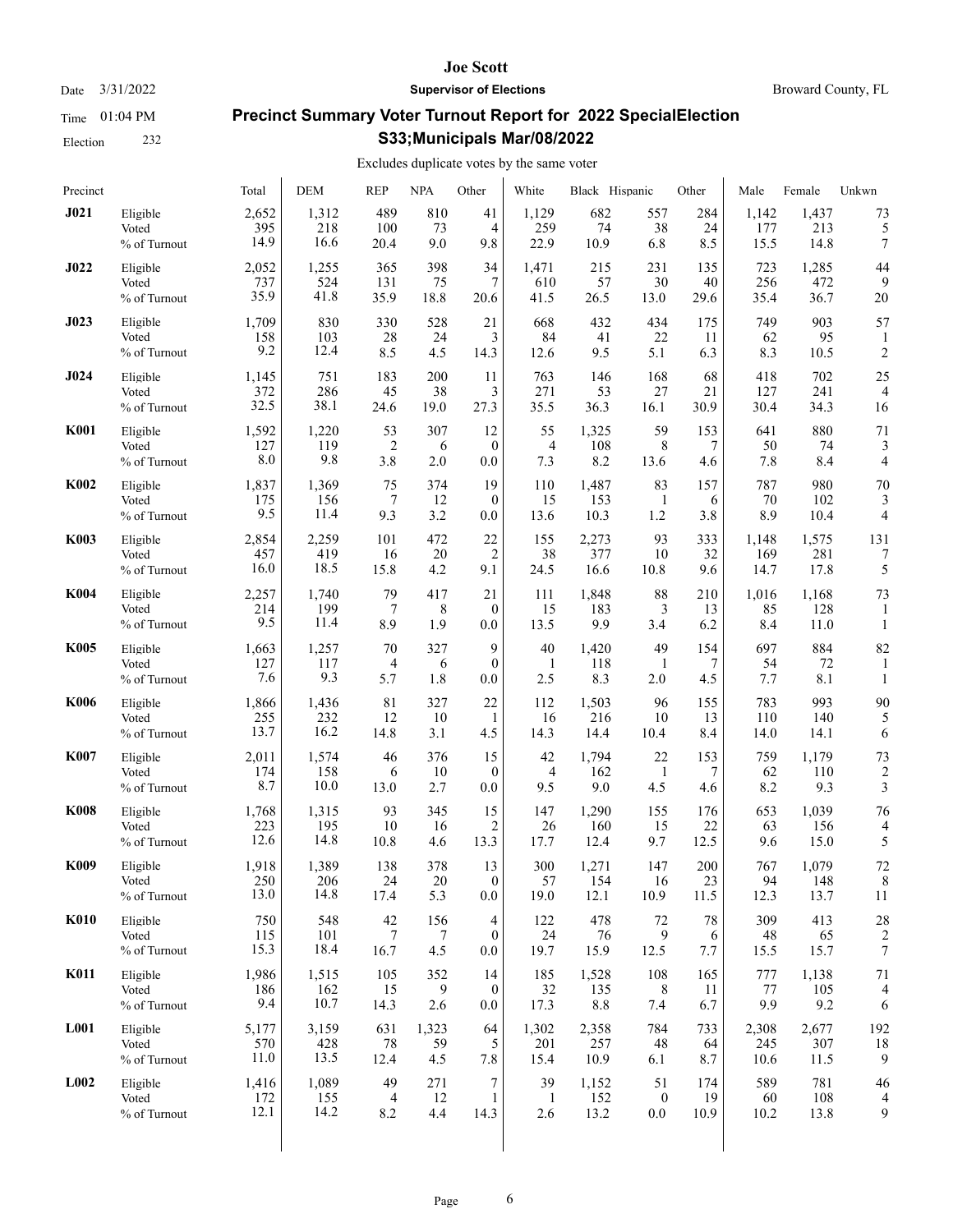# Precinct Summary Voter Turnout Report for 2022 SpecialElection S33;Municipals Mar/08/2022

Excludes duplicate votes by the same voter

| Precinct | | Total | DEM | REP | NPA | Other | White | Black | Hispanic | Other | Male | Female | Unkwn |
|---|---|---|---|---|---|---|---|---|---|---|---|---|---|
| **J021** | Eligible | 2,652 | 1,312 | 489 | 810 | 41 | 1,129 | 682 | 557 | 284 | 1,142 | 1,437 | 73 |
| | Voted | 395 | 218 | 100 | 73 | 4 | 259 | 74 | 38 | 24 | 177 | 213 | 5 |
| | % of Turnout | 14.9 | 16.6 | 20.4 | 9.0 | 9.8 | 22.9 | 10.9 | 6.8 | 8.5 | 15.5 | 14.8 | 7 |
| **J022** | Eligible | 2,052 | 1,255 | 365 | 398 | 34 | 1,471 | 215 | 231 | 135 | 723 | 1,285 | 44 |
| | Voted | 737 | 524 | 131 | 75 | 7 | 610 | 57 | 30 | 40 | 256 | 472 | 9 |
| | % of Turnout | 35.9 | 41.8 | 35.9 | 18.8 | 20.6 | 41.5 | 26.5 | 13.0 | 29.6 | 35.4 | 36.7 | 20 |
| **J023** | Eligible | 1,709 | 830 | 330 | 528 | 21 | 668 | 432 | 434 | 175 | 749 | 903 | 57 |
| | Voted | 158 | 103 | 28 | 24 | 3 | 84 | 41 | 22 | 11 | 62 | 95 | 1 |
| | % of Turnout | 9.2 | 12.4 | 8.5 | 4.5 | 14.3 | 12.6 | 9.5 | 5.1 | 6.3 | 8.3 | 10.5 | 2 |
| **J024** | Eligible | 1,145 | 751 | 183 | 200 | 11 | 763 | 146 | 168 | 68 | 418 | 702 | 25 |
| | Voted | 372 | 286 | 45 | 38 | 3 | 271 | 53 | 27 | 21 | 127 | 241 | 4 |
| | % of Turnout | 32.5 | 38.1 | 24.6 | 19.0 | 27.3 | 35.5 | 36.3 | 16.1 | 30.9 | 30.4 | 34.3 | 16 |
| **K001** | Eligible | 1,592 | 1,220 | 53 | 307 | 12 | 55 | 1,325 | 59 | 153 | 641 | 880 | 71 |
| | Voted | 127 | 119 | 2 | 6 | 0 | 4 | 108 | 8 | 7 | 50 | 74 | 3 |
| | % of Turnout | 8.0 | 9.8 | 3.8 | 2.0 | 0.0 | 7.3 | 8.2 | 13.6 | 4.6 | 7.8 | 8.4 | 4 |
| **K002** | Eligible | 1,837 | 1,369 | 75 | 374 | 19 | 110 | 1,487 | 83 | 157 | 787 | 980 | 70 |
| | Voted | 175 | 156 | 7 | 12 | 0 | 15 | 153 | 1 | 6 | 70 | 102 | 3 |
| | % of Turnout | 9.5 | 11.4 | 9.3 | 3.2 | 0.0 | 13.6 | 10.3 | 1.2 | 3.8 | 8.9 | 10.4 | 4 |
| **K003** | Eligible | 2,854 | 2,259 | 101 | 472 | 22 | 155 | 2,273 | 93 | 333 | 1,148 | 1,575 | 131 |
| | Voted | 457 | 419 | 16 | 20 | 2 | 38 | 377 | 10 | 32 | 169 | 281 | 7 |
| | % of Turnout | 16.0 | 18.5 | 15.8 | 4.2 | 9.1 | 24.5 | 16.6 | 10.8 | 9.6 | 14.7 | 17.8 | 5 |
| **K004** | Eligible | 2,257 | 1,740 | 79 | 417 | 21 | 111 | 1,848 | 88 | 210 | 1,016 | 1,168 | 73 |
| | Voted | 214 | 199 | 7 | 8 | 0 | 15 | 183 | 3 | 13 | 85 | 128 | 1 |
| | % of Turnout | 9.5 | 11.4 | 8.9 | 1.9 | 0.0 | 13.5 | 9.9 | 3.4 | 6.2 | 8.4 | 11.0 | 1 |
| **K005** | Eligible | 1,663 | 1,257 | 70 | 327 | 9 | 40 | 1,420 | 49 | 154 | 697 | 884 | 82 |
| | Voted | 127 | 117 | 4 | 6 | 0 | 1 | 118 | 1 | 7 | 54 | 72 | 1 |
| | % of Turnout | 7.6 | 9.3 | 5.7 | 1.8 | 0.0 | 2.5 | 8.3 | 2.0 | 4.5 | 7.7 | 8.1 | 1 |
| **K006** | Eligible | 1,866 | 1,436 | 81 | 327 | 22 | 112 | 1,503 | 96 | 155 | 783 | 993 | 90 |
| | Voted | 255 | 232 | 12 | 10 | 1 | 16 | 216 | 10 | 13 | 110 | 140 | 5 |
| | % of Turnout | 13.7 | 16.2 | 14.8 | 3.1 | 4.5 | 14.3 | 14.4 | 10.4 | 8.4 | 14.0 | 14.1 | 6 |
| **K007** | Eligible | 2,011 | 1,574 | 46 | 376 | 15 | 42 | 1,794 | 22 | 153 | 759 | 1,179 | 73 |
| | Voted | 174 | 158 | 6 | 10 | 0 | 4 | 162 | 1 | 7 | 62 | 110 | 2 |
| | % of Turnout | 8.7 | 10.0 | 13.0 | 2.7 | 0.0 | 9.5 | 9.0 | 4.5 | 4.6 | 8.2 | 9.3 | 3 |
| **K008** | Eligible | 1,768 | 1,315 | 93 | 345 | 15 | 147 | 1,290 | 155 | 176 | 653 | 1,039 | 76 |
| | Voted | 223 | 195 | 10 | 16 | 2 | 26 | 160 | 15 | 22 | 63 | 156 | 4 |
| | % of Turnout | 12.6 | 14.8 | 10.8 | 4.6 | 13.3 | 17.7 | 12.4 | 9.7 | 12.5 | 9.6 | 15.0 | 5 |
| **K009** | Eligible | 1,918 | 1,389 | 138 | 378 | 13 | 300 | 1,271 | 147 | 200 | 767 | 1,079 | 72 |
| | Voted | 250 | 206 | 24 | 20 | 0 | 57 | 154 | 16 | 23 | 94 | 148 | 8 |
| | % of Turnout | 13.0 | 14.8 | 17.4 | 5.3 | 0.0 | 19.0 | 12.1 | 10.9 | 11.5 | 12.3 | 13.7 | 11 |
| **K010** | Eligible | 750 | 548 | 42 | 156 | 4 | 122 | 478 | 72 | 78 | 309 | 413 | 28 |
| | Voted | 115 | 101 | 7 | 7 | 0 | 24 | 76 | 9 | 6 | 48 | 65 | 2 |
| | % of Turnout | 15.3 | 18.4 | 16.7 | 4.5 | 0.0 | 19.7 | 15.9 | 12.5 | 7.7 | 15.5 | 15.7 | 7 |
| **K011** | Eligible | 1,986 | 1,515 | 105 | 352 | 14 | 185 | 1,528 | 108 | 165 | 777 | 1,138 | 71 |
| | Voted | 186 | 162 | 15 | 9 | 0 | 32 | 135 | 8 | 11 | 77 | 105 | 4 |
| | % of Turnout | 9.4 | 10.7 | 14.3 | 2.6 | 0.0 | 17.3 | 8.8 | 7.4 | 6.7 | 9.9 | 9.2 | 6 |
| **L001** | Eligible | 5,177 | 3,159 | 631 | 1,323 | 64 | 1,302 | 2,358 | 784 | 733 | 2,308 | 2,677 | 192 |
| | Voted | 570 | 428 | 78 | 59 | 5 | 201 | 257 | 48 | 64 | 245 | 307 | 18 |
| | % of Turnout | 11.0 | 13.5 | 12.4 | 4.5 | 7.8 | 15.4 | 10.9 | 6.1 | 8.7 | 10.6 | 11.5 | 9 |
| **L002** | Eligible | 1,416 | 1,089 | 49 | 271 | 7 | 39 | 1,152 | 51 | 174 | 589 | 781 | 46 |
| | Voted | 172 | 155 | 4 | 12 | 1 | 1 | 152 | 0 | 19 | 60 | 108 | 4 |
| | % of Turnout | 12.1 | 14.2 | 8.2 | 4.4 | 14.3 | 2.6 | 13.2 | 0.0 | 10.9 | 10.2 | 13.8 | 9 |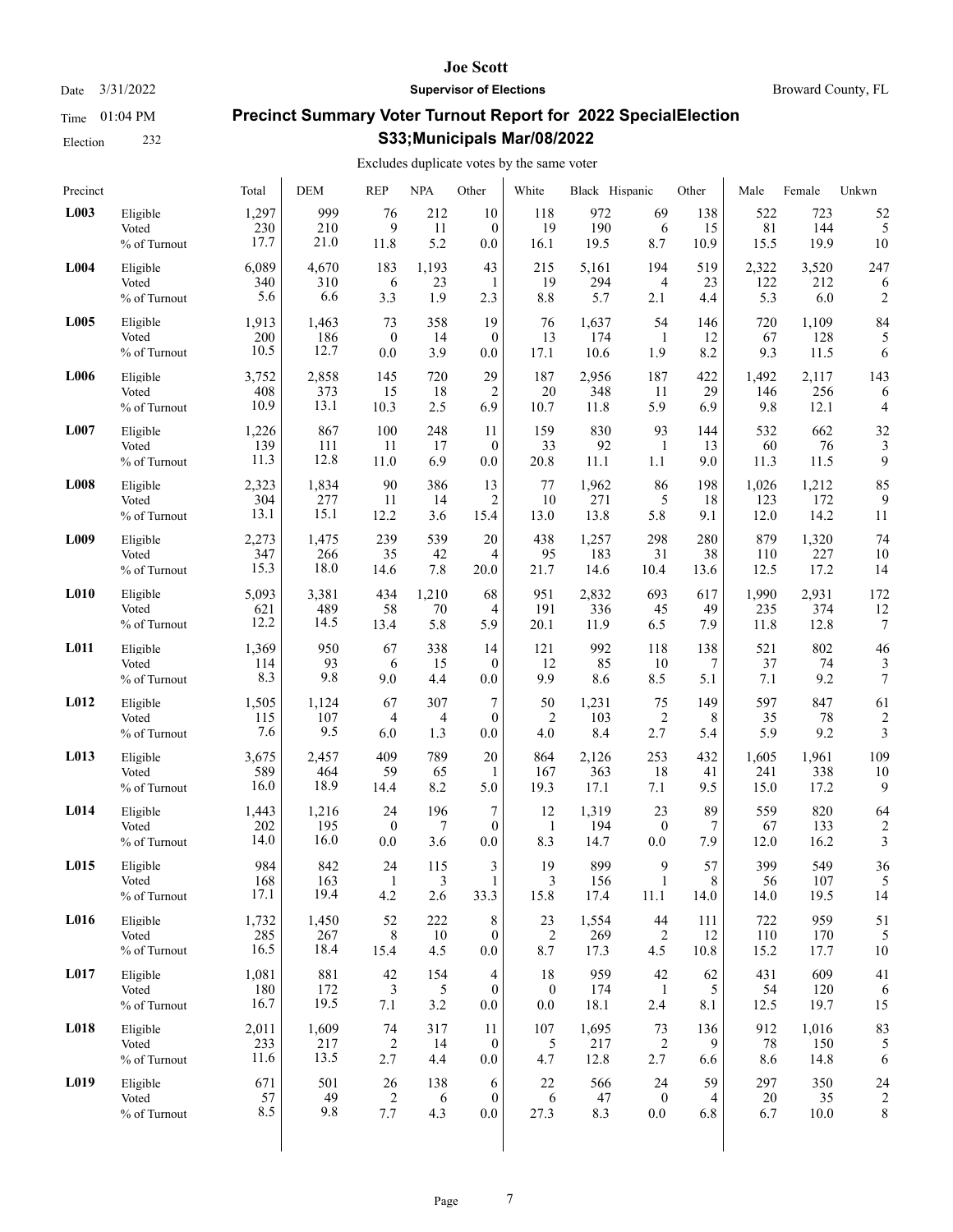# Precinct Summary Voter Turnout Report for 2022 SpecialElection S33;Municipals Mar/08/2022

Excludes duplicate votes by the same voter

| Precinct | | Total | DEM | REP | NPA | Other | White | Black | Hispanic | Other | Male | Female | Unkwn |
|---|---|---|---|---|---|---|---|---|---|---|---|---|---|
| **L003** | Eligible | 1,297 | 999 | 76 | 212 | 10 | 118 | 972 | 69 | 138 | 522 | 723 | 52 |
| | Voted | 230 | 210 | 9 | 11 | 0 | 19 | 190 | 6 | 15 | 81 | 144 | 5 |
| | % of Turnout | 17.7 | 21.0 | 11.8 | 5.2 | 0.0 | 16.1 | 19.5 | 8.7 | 10.9 | 15.5 | 19.9 | 10 |
| **L004** | Eligible | 6,089 | 4,670 | 183 | 1,193 | 43 | 215 | 5,161 | 194 | 519 | 2,322 | 3,520 | 247 |
| | Voted | 340 | 310 | 6 | 23 | 1 | 19 | 294 | 4 | 23 | 122 | 212 | 6 |
| | % of Turnout | 5.6 | 6.6 | 3.3 | 1.9 | 2.3 | 8.8 | 5.7 | 2.1 | 4.4 | 5.3 | 6.0 | 2 |
| **L005** | Eligible | 1,913 | 1,463 | 73 | 358 | 19 | 76 | 1,637 | 54 | 146 | 720 | 1,109 | 84 |
| | Voted | 200 | 186 | 0 | 14 | 0 | 13 | 174 | 1 | 12 | 67 | 128 | 5 |
| | % of Turnout | 10.5 | 12.7 | 0.0 | 3.9 | 0.0 | 17.1 | 10.6 | 1.9 | 8.2 | 9.3 | 11.5 | 6 |
| **L006** | Eligible | 3,752 | 2,858 | 145 | 720 | 29 | 187 | 2,956 | 187 | 422 | 1,492 | 2,117 | 143 |
| | Voted | 408 | 373 | 15 | 18 | 2 | 20 | 348 | 11 | 29 | 146 | 256 | 6 |
| | % of Turnout | 10.9 | 13.1 | 10.3 | 2.5 | 6.9 | 10.7 | 11.8 | 5.9 | 6.9 | 9.8 | 12.1 | 4 |
| **L007** | Eligible | 1,226 | 867 | 100 | 248 | 11 | 159 | 830 | 93 | 144 | 532 | 662 | 32 |
| | Voted | 139 | 111 | 11 | 17 | 0 | 33 | 92 | 1 | 13 | 60 | 76 | 3 |
| | % of Turnout | 11.3 | 12.8 | 11.0 | 6.9 | 0.0 | 20.8 | 11.1 | 1.1 | 9.0 | 11.3 | 11.5 | 9 |
| **L008** | Eligible | 2,323 | 1,834 | 90 | 386 | 13 | 77 | 1,962 | 86 | 198 | 1,026 | 1,212 | 85 |
| | Voted | 304 | 277 | 11 | 14 | 2 | 10 | 271 | 5 | 18 | 123 | 172 | 9 |
| | % of Turnout | 13.1 | 15.1 | 12.2 | 3.6 | 15.4 | 13.0 | 13.8 | 5.8 | 9.1 | 12.0 | 14.2 | 11 |
| **L009** | Eligible | 2,273 | 1,475 | 239 | 539 | 20 | 438 | 1,257 | 298 | 280 | 879 | 1,320 | 74 |
| | Voted | 347 | 266 | 35 | 42 | 4 | 95 | 183 | 31 | 38 | 110 | 227 | 10 |
| | % of Turnout | 15.3 | 18.0 | 14.6 | 7.8 | 20.0 | 21.7 | 14.6 | 10.4 | 13.6 | 12.5 | 17.2 | 14 |
| **L010** | Eligible | 5,093 | 3,381 | 434 | 1,210 | 68 | 951 | 2,832 | 693 | 617 | 1,990 | 2,931 | 172 |
| | Voted | 621 | 489 | 58 | 70 | 4 | 191 | 336 | 45 | 49 | 235 | 374 | 12 |
| | % of Turnout | 12.2 | 14.5 | 13.4 | 5.8 | 5.9 | 20.1 | 11.9 | 6.5 | 7.9 | 11.8 | 12.8 | 7 |
| **L011** | Eligible | 1,369 | 950 | 67 | 338 | 14 | 121 | 992 | 118 | 138 | 521 | 802 | 46 |
| | Voted | 114 | 93 | 6 | 15 | 0 | 12 | 85 | 10 | 7 | 37 | 74 | 3 |
| | % of Turnout | 8.3 | 9.8 | 9.0 | 4.4 | 0.0 | 9.9 | 8.6 | 8.5 | 5.1 | 7.1 | 9.2 | 7 |
| **L012** | Eligible | 1,505 | 1,124 | 67 | 307 | 7 | 50 | 1,231 | 75 | 149 | 597 | 847 | 61 |
| | Voted | 115 | 107 | 4 | 4 | 0 | 2 | 103 | 2 | 8 | 35 | 78 | 2 |
| | % of Turnout | 7.6 | 9.5 | 6.0 | 1.3 | 0.0 | 4.0 | 8.4 | 2.7 | 5.4 | 5.9 | 9.2 | 3 |
| **L013** | Eligible | 3,675 | 2,457 | 409 | 789 | 20 | 864 | 2,126 | 253 | 432 | 1,605 | 1,961 | 109 |
| | Voted | 589 | 464 | 59 | 65 | 1 | 167 | 363 | 18 | 41 | 241 | 338 | 10 |
| | % of Turnout | 16.0 | 18.9 | 14.4 | 8.2 | 5.0 | 19.3 | 17.1 | 7.1 | 9.5 | 15.0 | 17.2 | 9 |
| **L014** | Eligible | 1,443 | 1,216 | 24 | 196 | 7 | 12 | 1,319 | 23 | 89 | 559 | 820 | 64 |
| | Voted | 202 | 195 | 0 | 7 | 0 | 1 | 194 | 0 | 7 | 67 | 133 | 2 |
| | % of Turnout | 14.0 | 16.0 | 0.0 | 3.6 | 0.0 | 8.3 | 14.7 | 0.0 | 7.9 | 12.0 | 16.2 | 3 |
| **L015** | Eligible | 984 | 842 | 24 | 115 | 3 | 19 | 899 | 9 | 57 | 399 | 549 | 36 |
| | Voted | 168 | 163 | 1 | 3 | 1 | 3 | 156 | 1 | 8 | 56 | 107 | 5 |
| | % of Turnout | 17.1 | 19.4 | 4.2 | 2.6 | 33.3 | 15.8 | 17.4 | 11.1 | 14.0 | 14.0 | 19.5 | 14 |
| **L016** | Eligible | 1,732 | 1,450 | 52 | 222 | 8 | 23 | 1,554 | 44 | 111 | 722 | 959 | 51 |
| | Voted | 285 | 267 | 8 | 10 | 0 | 2 | 269 | 2 | 12 | 110 | 170 | 5 |
| | % of Turnout | 16.5 | 18.4 | 15.4 | 4.5 | 0.0 | 8.7 | 17.3 | 4.5 | 10.8 | 15.2 | 17.7 | 10 |
| **L017** | Eligible | 1,081 | 881 | 42 | 154 | 4 | 18 | 959 | 42 | 62 | 431 | 609 | 41 |
| | Voted | 180 | 172 | 3 | 5 | 0 | 0 | 174 | 1 | 5 | 54 | 120 | 6 |
| | % of Turnout | 16.7 | 19.5 | 7.1 | 3.2 | 0.0 | 0.0 | 18.1 | 2.4 | 8.1 | 12.5 | 19.7 | 15 |
| **L018** | Eligible | 2,011 | 1,609 | 74 | 317 | 11 | 107 | 1,695 | 73 | 136 | 912 | 1,016 | 83 |
| | Voted | 233 | 217 | 2 | 14 | 0 | 5 | 217 | 2 | 9 | 78 | 150 | 5 |
| | % of Turnout | 11.6 | 13.5 | 2.7 | 4.4 | 0.0 | 4.7 | 12.8 | 2.7 | 6.6 | 8.6 | 14.8 | 6 |
| **L019** | Eligible | 671 | 501 | 26 | 138 | 6 | 22 | 566 | 24 | 59 | 297 | 350 | 24 |
| | Voted | 57 | 49 | 2 | 6 | 0 | 6 | 47 | 0 | 4 | 20 | 35 | 2 |
| | % of Turnout | 8.5 | 9.8 | 7.7 | 4.3 | 0.0 | 27.3 | 8.3 | 0.0 | 6.8 | 6.7 | 10.0 | 8 |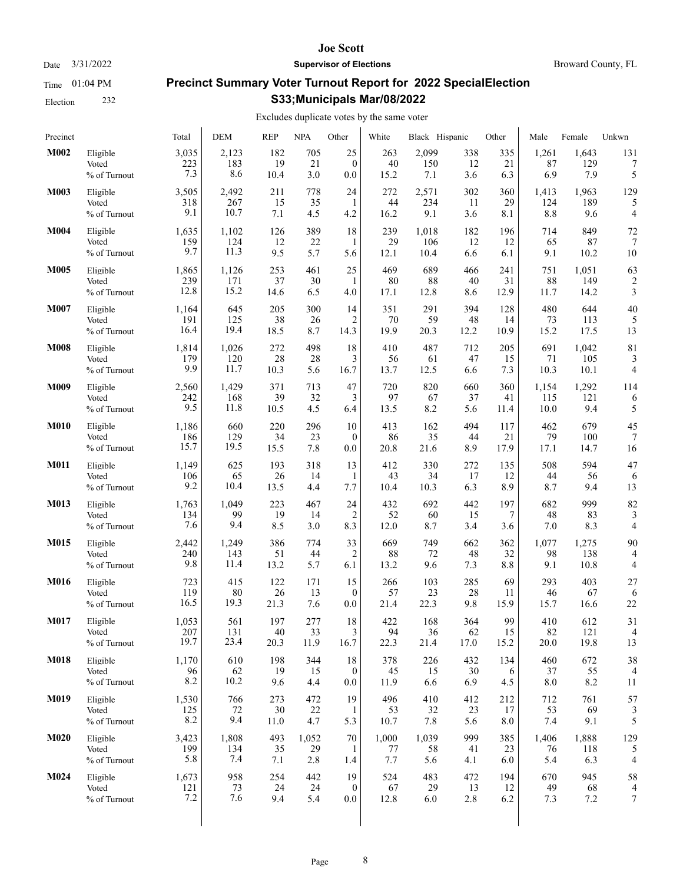# Joe Scott

Date 3/31/2022 **Supervisor of Elections** Broward County, FL

Time 01:04 PM

Election 232

## Precinct Summary Voter Turnout Report for 2022 SpecialElection S33;Municipals Mar/08/2022

Excludes duplicate votes by the same voter

| Precinct | | Total | DEM | REP | NPA | Other | White | Black | Hispanic | Other | Male | Female | Unkwn |
|---|---|---|---|---|---|---|---|---|---|---|---|---|---|
| **M002** | Eligible | 3,035 | 2,123 | 182 | 705 | 25 | 263 | 2,099 | 338 | 335 | 1,261 | 1,643 | 131 |
| | Voted | 223 | 183 | 19 | 21 | 0 | 40 | 150 | 12 | 21 | 87 | 129 | 7 |
| | % of Turnout | 7.3 | 8.6 | 10.4 | 3.0 | 0.0 | 15.2 | 7.1 | 3.6 | 6.3 | 6.9 | 7.9 | 5 |
| **M003** | Eligible | 3,505 | 2,492 | 211 | 778 | 24 | 272 | 2,571 | 302 | 360 | 1,413 | 1,963 | 129 |
| | Voted | 318 | 267 | 15 | 35 | 1 | 44 | 234 | 11 | 29 | 124 | 189 | 5 |
| | % of Turnout | 9.1 | 10.7 | 7.1 | 4.5 | 4.2 | 16.2 | 9.1 | 3.6 | 8.1 | 8.8 | 9.6 | 4 |
| **M004** | Eligible | 1,635 | 1,102 | 126 | 389 | 18 | 239 | 1,018 | 182 | 196 | 714 | 849 | 72 |
| | Voted | 159 | 124 | 12 | 22 | 1 | 29 | 106 | 12 | 12 | 65 | 87 | 7 |
| | % of Turnout | 9.7 | 11.3 | 9.5 | 5.7 | 5.6 | 12.1 | 10.4 | 6.6 | 6.1 | 9.1 | 10.2 | 10 |
| **M005** | Eligible | 1,865 | 1,126 | 253 | 461 | 25 | 469 | 689 | 466 | 241 | 751 | 1,051 | 63 |
| | Voted | 239 | 171 | 37 | 30 | 1 | 80 | 88 | 40 | 31 | 88 | 149 | 2 |
| | % of Turnout | 12.8 | 15.2 | 14.6 | 6.5 | 4.0 | 17.1 | 12.8 | 8.6 | 12.9 | 11.7 | 14.2 | 3 |
| **M007** | Eligible | 1,164 | 645 | 205 | 300 | 14 | 351 | 291 | 394 | 128 | 480 | 644 | 40 |
| | Voted | 191 | 125 | 38 | 26 | 2 | 70 | 59 | 48 | 14 | 73 | 113 | 5 |
| | % of Turnout | 16.4 | 19.4 | 18.5 | 8.7 | 14.3 | 19.9 | 20.3 | 12.2 | 10.9 | 15.2 | 17.5 | 13 |
| **M008** | Eligible | 1,814 | 1,026 | 272 | 498 | 18 | 410 | 487 | 712 | 205 | 691 | 1,042 | 81 |
| | Voted | 179 | 120 | 28 | 28 | 3 | 56 | 61 | 47 | 15 | 71 | 105 | 3 |
| | % of Turnout | 9.9 | 11.7 | 10.3 | 5.6 | 16.7 | 13.7 | 12.5 | 6.6 | 7.3 | 10.3 | 10.1 | 4 |
| **M009** | Eligible | 2,560 | 1,429 | 371 | 713 | 47 | 720 | 820 | 660 | 360 | 1,154 | 1,292 | 114 |
| | Voted | 242 | 168 | 39 | 32 | 3 | 97 | 67 | 37 | 41 | 115 | 121 | 6 |
| | % of Turnout | 9.5 | 11.8 | 10.5 | 4.5 | 6.4 | 13.5 | 8.2 | 5.6 | 11.4 | 10.0 | 9.4 | 5 |
| **M010** | Eligible | 1,186 | 660 | 220 | 296 | 10 | 413 | 162 | 494 | 117 | 462 | 679 | 45 |
| | Voted | 186 | 129 | 34 | 23 | 0 | 86 | 35 | 44 | 21 | 79 | 100 | 7 |
| | % of Turnout | 15.7 | 19.5 | 15.5 | 7.8 | 0.0 | 20.8 | 21.6 | 8.9 | 17.9 | 17.1 | 14.7 | 16 |
| **M011** | Eligible | 1,149 | 625 | 193 | 318 | 13 | 412 | 330 | 272 | 135 | 508 | 594 | 47 |
| | Voted | 106 | 65 | 26 | 14 | 1 | 43 | 34 | 17 | 12 | 44 | 56 | 6 |
| | % of Turnout | 9.2 | 10.4 | 13.5 | 4.4 | 7.7 | 10.4 | 10.3 | 6.3 | 8.9 | 8.7 | 9.4 | 13 |
| **M013** | Eligible | 1,763 | 1,049 | 223 | 467 | 24 | 432 | 692 | 442 | 197 | 682 | 999 | 82 |
| | Voted | 134 | 99 | 19 | 14 | 2 | 52 | 60 | 15 | 7 | 48 | 83 | 3 |
| | % of Turnout | 7.6 | 9.4 | 8.5 | 3.0 | 8.3 | 12.0 | 8.7 | 3.4 | 3.6 | 7.0 | 8.3 | 4 |
| **M015** | Eligible | 2,442 | 1,249 | 386 | 774 | 33 | 669 | 749 | 662 | 362 | 1,077 | 1,275 | 90 |
| | Voted | 240 | 143 | 51 | 44 | 2 | 88 | 72 | 48 | 32 | 98 | 138 | 4 |
| | % of Turnout | 9.8 | 11.4 | 13.2 | 5.7 | 6.1 | 13.2 | 9.6 | 7.3 | 8.8 | 9.1 | 10.8 | 4 |
| **M016** | Eligible | 723 | 415 | 122 | 171 | 15 | 266 | 103 | 285 | 69 | 293 | 403 | 27 |
| | Voted | 119 | 80 | 26 | 13 | 0 | 57 | 23 | 28 | 11 | 46 | 67 | 6 |
| | % of Turnout | 16.5 | 19.3 | 21.3 | 7.6 | 0.0 | 21.4 | 22.3 | 9.8 | 15.9 | 15.7 | 16.6 | 22 |
| **M017** | Eligible | 1,053 | 561 | 197 | 277 | 18 | 422 | 168 | 364 | 99 | 410 | 612 | 31 |
| | Voted | 207 | 131 | 40 | 33 | 3 | 94 | 36 | 62 | 15 | 82 | 121 | 4 |
| | % of Turnout | 19.7 | 23.4 | 20.3 | 11.9 | 16.7 | 22.3 | 21.4 | 17.0 | 15.2 | 20.0 | 19.8 | 13 |
| **M018** | Eligible | 1,170 | 610 | 198 | 344 | 18 | 378 | 226 | 432 | 134 | 460 | 672 | 38 |
| | Voted | 96 | 62 | 19 | 15 | 0 | 45 | 15 | 30 | 6 | 37 | 55 | 4 |
| | % of Turnout | 8.2 | 10.2 | 9.6 | 4.4 | 0.0 | 11.9 | 6.6 | 6.9 | 4.5 | 8.0 | 8.2 | 11 |
| **M019** | Eligible | 1,530 | 766 | 273 | 472 | 19 | 496 | 410 | 412 | 212 | 712 | 761 | 57 |
| | Voted | 125 | 72 | 30 | 22 | 1 | 53 | 32 | 23 | 17 | 53 | 69 | 3 |
| | % of Turnout | 8.2 | 9.4 | 11.0 | 4.7 | 5.3 | 10.7 | 7.8 | 5.6 | 8.0 | 7.4 | 9.1 | 5 |
| **M020** | Eligible | 3,423 | 1,808 | 493 | 1,052 | 70 | 1,000 | 1,039 | 999 | 385 | 1,406 | 1,888 | 129 |
| | Voted | 199 | 134 | 35 | 29 | 1 | 77 | 58 | 41 | 23 | 76 | 118 | 5 |
| | % of Turnout | 5.8 | 7.4 | 7.1 | 2.8 | 1.4 | 7.7 | 5.6 | 4.1 | 6.0 | 5.4 | 6.3 | 4 |
| **M024** | Eligible | 1,673 | 958 | 254 | 442 | 19 | 524 | 483 | 472 | 194 | 670 | 945 | 58 |
| | Voted | 121 | 73 | 24 | 24 | 0 | 67 | 29 | 13 | 12 | 49 | 68 | 4 |
| | % of Turnout | 7.2 | 7.6 | 9.4 | 5.4 | 0.0 | 12.8 | 6.0 | 2.8 | 6.2 | 7.3 | 7.2 | 7 |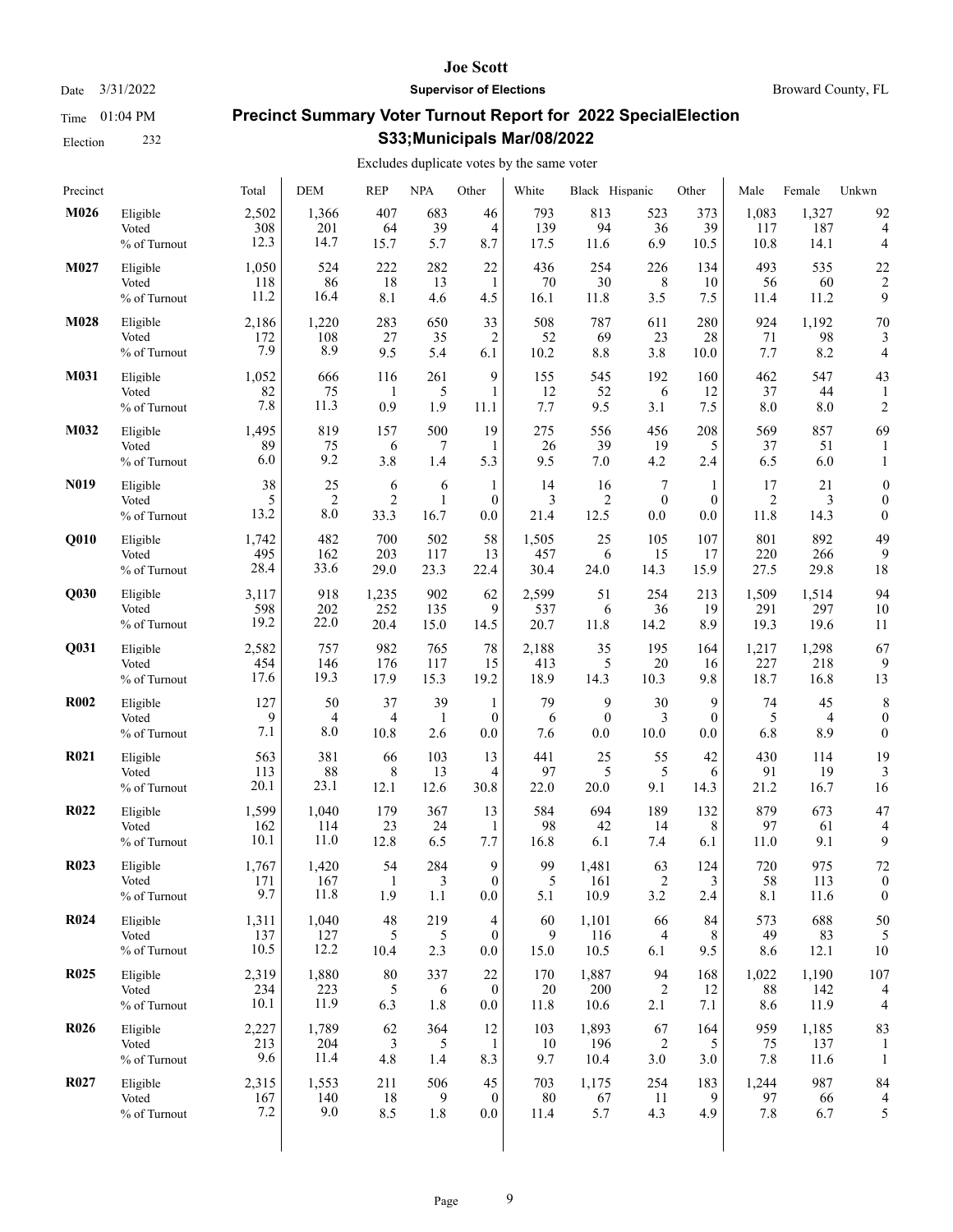# Precinct Summary Voter Turnout Report for 2022 SpecialElection S33;Municipals Mar/08/2022

Joe Scott
Supervisor of Elections
Broward County, FL

Date 3/31/2022
Time 01:04 PM
Election 232

Excludes duplicate votes by the same voter

| Precinct | | Total | DEM | REP | NPA | Other | White | Black | Hispanic | Other | Male | Female | Unkwn |
|---|---|---|---|---|---|---|---|---|---|---|---|---|---|
| **M026** | Eligible | 2,502 | 1,366 | 407 | 683 | 46 | 793 | 813 | 523 | 373 | 1,083 | 1,327 | 92 |
| | Voted | 308 | 201 | 64 | 39 | 4 | 139 | 94 | 36 | 39 | 117 | 187 | 4 |
| | % of Turnout | 12.3 | 14.7 | 15.7 | 5.7 | 8.7 | 17.5 | 11.6 | 6.9 | 10.5 | 10.8 | 14.1 | 4 |
| **M027** | Eligible | 1,050 | 524 | 222 | 282 | 22 | 436 | 254 | 226 | 134 | 493 | 535 | 22 |
| | Voted | 118 | 86 | 18 | 13 | 1 | 70 | 30 | 8 | 10 | 56 | 60 | 2 |
| | % of Turnout | 11.2 | 16.4 | 8.1 | 4.6 | 4.5 | 16.1 | 11.8 | 3.5 | 7.5 | 11.4 | 11.2 | 9 |
| **M028** | Eligible | 2,186 | 1,220 | 283 | 650 | 33 | 508 | 787 | 611 | 280 | 924 | 1,192 | 70 |
| | Voted | 172 | 108 | 27 | 35 | 2 | 52 | 69 | 23 | 28 | 71 | 98 | 3 |
| | % of Turnout | 7.9 | 8.9 | 9.5 | 5.4 | 6.1 | 10.2 | 8.8 | 3.8 | 10.0 | 7.7 | 8.2 | 4 |
| **M031** | Eligible | 1,052 | 666 | 116 | 261 | 9 | 155 | 545 | 192 | 160 | 462 | 547 | 43 |
| | Voted | 82 | 75 | 1 | 5 | 1 | 12 | 52 | 6 | 12 | 37 | 44 | 1 |
| | % of Turnout | 7.8 | 11.3 | 0.9 | 1.9 | 11.1 | 7.7 | 9.5 | 3.1 | 7.5 | 8.0 | 8.0 | 2 |
| **M032** | Eligible | 1,495 | 819 | 157 | 500 | 19 | 275 | 556 | 456 | 208 | 569 | 857 | 69 |
| | Voted | 89 | 75 | 6 | 7 | 1 | 26 | 39 | 19 | 5 | 37 | 51 | 1 |
| | % of Turnout | 6.0 | 9.2 | 3.8 | 1.4 | 5.3 | 9.5 | 7.0 | 4.2 | 2.4 | 6.5 | 6.0 | 1 |
| **N019** | Eligible | 38 | 25 | 6 | 6 | 1 | 14 | 16 | 7 | 1 | 17 | 21 | 0 |
| | Voted | 5 | 2 | 2 | 1 | 0 | 3 | 2 | 0 | 0 | 2 | 3 | 0 |
| | % of Turnout | 13.2 | 8.0 | 33.3 | 16.7 | 0.0 | 21.4 | 12.5 | 0.0 | 0.0 | 11.8 | 14.3 | 0 |
| **Q010** | Eligible | 1,742 | 482 | 700 | 502 | 58 | 1,505 | 25 | 105 | 107 | 801 | 892 | 49 |
| | Voted | 495 | 162 | 203 | 117 | 13 | 457 | 6 | 15 | 17 | 220 | 266 | 9 |
| | % of Turnout | 28.4 | 33.6 | 29.0 | 23.3 | 22.4 | 30.4 | 24.0 | 14.3 | 15.9 | 27.5 | 29.8 | 18 |
| **Q030** | Eligible | 3,117 | 918 | 1,235 | 902 | 62 | 2,599 | 51 | 254 | 213 | 1,509 | 1,514 | 94 |
| | Voted | 598 | 202 | 252 | 135 | 9 | 537 | 6 | 36 | 19 | 291 | 297 | 10 |
| | % of Turnout | 19.2 | 22.0 | 20.4 | 15.0 | 14.5 | 20.7 | 11.8 | 14.2 | 8.9 | 19.3 | 19.6 | 11 |
| **Q031** | Eligible | 2,582 | 757 | 982 | 765 | 78 | 2,188 | 35 | 195 | 164 | 1,217 | 1,298 | 67 |
| | Voted | 454 | 146 | 176 | 117 | 15 | 413 | 5 | 20 | 16 | 227 | 218 | 9 |
| | % of Turnout | 17.6 | 19.3 | 17.9 | 15.3 | 19.2 | 18.9 | 14.3 | 10.3 | 9.8 | 18.7 | 16.8 | 13 |
| **R002** | Eligible | 127 | 50 | 37 | 39 | 1 | 79 | 9 | 30 | 9 | 74 | 45 | 8 |
| | Voted | 9 | 4 | 4 | 1 | 0 | 6 | 0 | 3 | 0 | 5 | 4 | 0 |
| | % of Turnout | 7.1 | 8.0 | 10.8 | 2.6 | 0.0 | 7.6 | 0.0 | 10.0 | 0.0 | 6.8 | 8.9 | 0 |
| **R021** | Eligible | 563 | 381 | 66 | 103 | 13 | 441 | 25 | 55 | 42 | 430 | 114 | 19 |
| | Voted | 113 | 88 | 8 | 13 | 4 | 97 | 5 | 5 | 6 | 91 | 19 | 3 |
| | % of Turnout | 20.1 | 23.1 | 12.1 | 12.6 | 30.8 | 22.0 | 20.0 | 9.1 | 14.3 | 21.2 | 16.7 | 16 |
| **R022** | Eligible | 1,599 | 1,040 | 179 | 367 | 13 | 584 | 694 | 189 | 132 | 879 | 673 | 47 |
| | Voted | 162 | 114 | 23 | 24 | 1 | 98 | 42 | 14 | 8 | 97 | 61 | 4 |
| | % of Turnout | 10.1 | 11.0 | 12.8 | 6.5 | 7.7 | 16.8 | 6.1 | 7.4 | 6.1 | 11.0 | 9.1 | 9 |
| **R023** | Eligible | 1,767 | 1,420 | 54 | 284 | 9 | 99 | 1,481 | 63 | 124 | 720 | 975 | 72 |
| | Voted | 171 | 167 | 1 | 3 | 0 | 5 | 161 | 2 | 3 | 58 | 113 | 0 |
| | % of Turnout | 9.7 | 11.8 | 1.9 | 1.1 | 0.0 | 5.1 | 10.9 | 3.2 | 2.4 | 8.1 | 11.6 | 0 |
| **R024** | Eligible | 1,311 | 1,040 | 48 | 219 | 4 | 60 | 1,101 | 66 | 84 | 573 | 688 | 50 |
| | Voted | 137 | 127 | 5 | 5 | 0 | 9 | 116 | 4 | 8 | 49 | 83 | 5 |
| | % of Turnout | 10.5 | 12.2 | 10.4 | 2.3 | 0.0 | 15.0 | 10.5 | 6.1 | 9.5 | 8.6 | 12.1 | 10 |
| **R025** | Eligible | 2,319 | 1,880 | 80 | 337 | 22 | 170 | 1,887 | 94 | 168 | 1,022 | 1,190 | 107 |
| | Voted | 234 | 223 | 5 | 6 | 0 | 20 | 200 | 2 | 12 | 88 | 142 | 4 |
| | % of Turnout | 10.1 | 11.9 | 6.3 | 1.8 | 0.0 | 11.8 | 10.6 | 2.1 | 7.1 | 8.6 | 11.9 | 4 |
| **R026** | Eligible | 2,227 | 1,789 | 62 | 364 | 12 | 103 | 1,893 | 67 | 164 | 959 | 1,185 | 83 |
| | Voted | 213 | 204 | 3 | 5 | 1 | 10 | 196 | 2 | 5 | 75 | 137 | 1 |
| | % of Turnout | 9.6 | 11.4 | 4.8 | 1.4 | 8.3 | 9.7 | 10.4 | 3.0 | 3.0 | 7.8 | 11.6 | 1 |
| **R027** | Eligible | 2,315 | 1,553 | 211 | 506 | 45 | 703 | 1,175 | 254 | 183 | 1,244 | 987 | 84 |
| | Voted | 167 | 140 | 18 | 9 | 0 | 80 | 67 | 11 | 9 | 97 | 66 | 4 |
| | % of Turnout | 7.2 | 9.0 | 8.5 | 1.8 | 0.0 | 11.4 | 5.7 | 4.3 | 4.9 | 7.8 | 6.7 | 5 |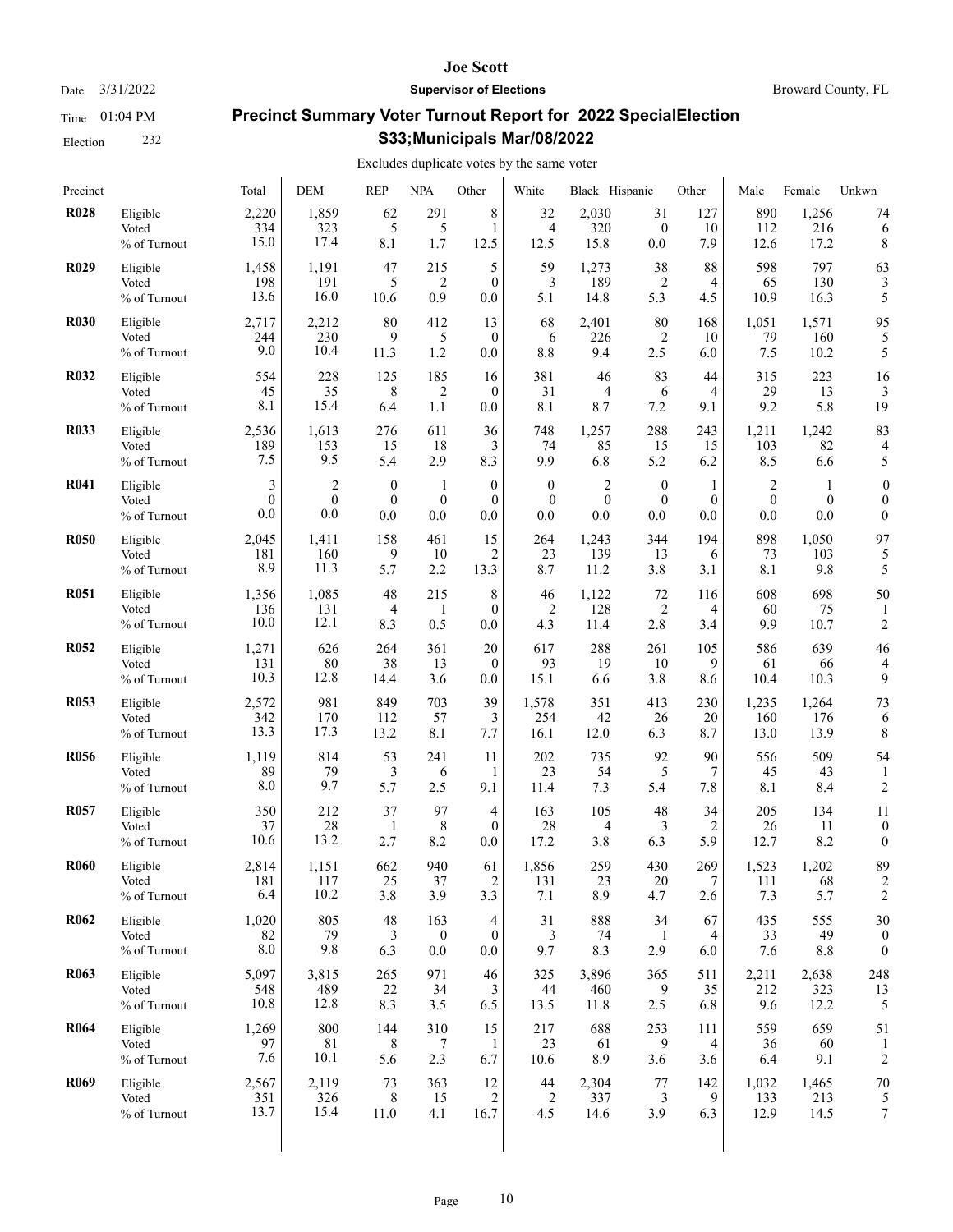# Joe Scott

Date 3/31/2022 **Supervisor of Elections** Broward County, FL

Time 01:04 PM

Election 232

## Precinct Summary Voter Turnout Report for 2022 SpecialElection S33;Municipals Mar/08/2022

Excludes duplicate votes by the same voter

| Precinct | | Total | DEM | REP | NPA | Other | White | Black | Hispanic | Other | Male | Female | Unkwn |
|---|---|---|---|---|---|---|---|---|---|---|---|---|---|
| **R028** | Eligible | 2,220 | 1,859 | 62 | 291 | 8 | 32 | 2,030 | 31 | 127 | 890 | 1,256 | 74 |
| | Voted | 334 | 323 | 5 | 5 | 1 | 4 | 320 | 0 | 10 | 112 | 216 | 6 |
| | % of Turnout | 15.0 | 17.4 | 8.1 | 1.7 | 12.5 | 12.5 | 15.8 | 0.0 | 7.9 | 12.6 | 17.2 | 8 |
| **R029** | Eligible | 1,458 | 1,191 | 47 | 215 | 5 | 59 | 1,273 | 38 | 88 | 598 | 797 | 63 |
| | Voted | 198 | 191 | 5 | 2 | 0 | 3 | 189 | 2 | 4 | 65 | 130 | 3 |
| | % of Turnout | 13.6 | 16.0 | 10.6 | 0.9 | 0.0 | 5.1 | 14.8 | 5.3 | 4.5 | 10.9 | 16.3 | 5 |
| **R030** | Eligible | 2,717 | 2,212 | 80 | 412 | 13 | 68 | 2,401 | 80 | 168 | 1,051 | 1,571 | 95 |
| | Voted | 244 | 230 | 9 | 5 | 0 | 6 | 226 | 2 | 10 | 79 | 160 | 5 |
| | % of Turnout | 9.0 | 10.4 | 11.3 | 1.2 | 0.0 | 8.8 | 9.4 | 2.5 | 6.0 | 7.5 | 10.2 | 5 |
| **R032** | Eligible | 554 | 228 | 125 | 185 | 16 | 381 | 46 | 83 | 44 | 315 | 223 | 16 |
| | Voted | 45 | 35 | 8 | 2 | 0 | 31 | 4 | 6 | 4 | 29 | 13 | 3 |
| | % of Turnout | 8.1 | 15.4 | 6.4 | 1.1 | 0.0 | 8.1 | 8.7 | 7.2 | 9.1 | 9.2 | 5.8 | 19 |
| **R033** | Eligible | 2,536 | 1,613 | 276 | 611 | 36 | 748 | 1,257 | 288 | 243 | 1,211 | 1,242 | 83 |
| | Voted | 189 | 153 | 15 | 18 | 3 | 74 | 85 | 15 | 15 | 103 | 82 | 4 |
| | % of Turnout | 7.5 | 9.5 | 5.4 | 2.9 | 8.3 | 9.9 | 6.8 | 5.2 | 6.2 | 8.5 | 6.6 | 5 |
| **R041** | Eligible | 3 | 2 | 0 | 1 | 0 | 0 | 2 | 0 | 1 | 2 | 1 | 0 |
| | Voted | 0 | 0 | 0 | 0 | 0 | 0 | 0 | 0 | 0 | 0 | 0 | 0 |
| | % of Turnout | 0.0 | 0.0 | 0.0 | 0.0 | 0.0 | 0.0 | 0.0 | 0.0 | 0.0 | 0.0 | 0.0 | 0 |
| **R050** | Eligible | 2,045 | 1,411 | 158 | 461 | 15 | 264 | 1,243 | 344 | 194 | 898 | 1,050 | 97 |
| | Voted | 181 | 160 | 9 | 10 | 2 | 23 | 139 | 13 | 6 | 73 | 103 | 5 |
| | % of Turnout | 8.9 | 11.3 | 5.7 | 2.2 | 13.3 | 8.7 | 11.2 | 3.8 | 3.1 | 8.1 | 9.8 | 5 |
| **R051** | Eligible | 1,356 | 1,085 | 48 | 215 | 8 | 46 | 1,122 | 72 | 116 | 608 | 698 | 50 |
| | Voted | 136 | 131 | 4 | 1 | 0 | 2 | 128 | 2 | 4 | 60 | 75 | 1 |
| | % of Turnout | 10.0 | 12.1 | 8.3 | 0.5 | 0.0 | 4.3 | 11.4 | 2.8 | 3.4 | 9.9 | 10.7 | 2 |
| **R052** | Eligible | 1,271 | 626 | 264 | 361 | 20 | 617 | 288 | 261 | 105 | 586 | 639 | 46 |
| | Voted | 131 | 80 | 38 | 13 | 0 | 93 | 19 | 10 | 9 | 61 | 66 | 4 |
| | % of Turnout | 10.3 | 12.8 | 14.4 | 3.6 | 0.0 | 15.1 | 6.6 | 3.8 | 8.6 | 10.4 | 10.3 | 9 |
| **R053** | Eligible | 2,572 | 981 | 849 | 703 | 39 | 1,578 | 351 | 413 | 230 | 1,235 | 1,264 | 73 |
| | Voted | 342 | 170 | 112 | 57 | 3 | 254 | 42 | 26 | 20 | 160 | 176 | 6 |
| | % of Turnout | 13.3 | 17.3 | 13.2 | 8.1 | 7.7 | 16.1 | 12.0 | 6.3 | 8.7 | 13.0 | 13.9 | 8 |
| **R056** | Eligible | 1,119 | 814 | 53 | 241 | 11 | 202 | 735 | 92 | 90 | 556 | 509 | 54 |
| | Voted | 89 | 79 | 3 | 6 | 1 | 23 | 54 | 5 | 7 | 45 | 43 | 1 |
| | % of Turnout | 8.0 | 9.7 | 5.7 | 2.5 | 9.1 | 11.4 | 7.3 | 5.4 | 7.8 | 8.1 | 8.4 | 2 |
| **R057** | Eligible | 350 | 212 | 37 | 97 | 4 | 163 | 105 | 48 | 34 | 205 | 134 | 11 |
| | Voted | 37 | 28 | 1 | 8 | 0 | 28 | 4 | 3 | 2 | 26 | 11 | 0 |
| | % of Turnout | 10.6 | 13.2 | 2.7 | 8.2 | 0.0 | 17.2 | 3.8 | 6.3 | 5.9 | 12.7 | 8.2 | 0 |
| **R060** | Eligible | 2,814 | 1,151 | 662 | 940 | 61 | 1,856 | 259 | 430 | 269 | 1,523 | 1,202 | 89 |
| | Voted | 181 | 117 | 25 | 37 | 2 | 131 | 23 | 20 | 7 | 111 | 68 | 2 |
| | % of Turnout | 6.4 | 10.2 | 3.8 | 3.9 | 3.3 | 7.1 | 8.9 | 4.7 | 2.6 | 7.3 | 5.7 | 2 |
| **R062** | Eligible | 1,020 | 805 | 48 | 163 | 4 | 31 | 888 | 34 | 67 | 435 | 555 | 30 |
| | Voted | 82 | 79 | 3 | 0 | 0 | 3 | 74 | 1 | 4 | 33 | 49 | 0 |
| | % of Turnout | 8.0 | 9.8 | 6.3 | 0.0 | 0.0 | 9.7 | 8.3 | 2.9 | 6.0 | 7.6 | 8.8 | 0 |
| **R063** | Eligible | 5,097 | 3,815 | 265 | 971 | 46 | 325 | 3,896 | 365 | 511 | 2,211 | 2,638 | 248 |
| | Voted | 548 | 489 | 22 | 34 | 3 | 44 | 460 | 9 | 35 | 212 | 323 | 13 |
| | % of Turnout | 10.8 | 12.8 | 8.3 | 3.5 | 6.5 | 13.5 | 11.8 | 2.5 | 6.8 | 9.6 | 12.2 | 5 |
| **R064** | Eligible | 1,269 | 800 | 144 | 310 | 15 | 217 | 688 | 253 | 111 | 559 | 659 | 51 |
| | Voted | 97 | 81 | 8 | 7 | 1 | 23 | 61 | 9 | 4 | 36 | 60 | 1 |
| | % of Turnout | 7.6 | 10.1 | 5.6 | 2.3 | 6.7 | 10.6 | 8.9 | 3.6 | 3.6 | 6.4 | 9.1 | 2 |
| **R069** | Eligible | 2,567 | 2,119 | 73 | 363 | 12 | 44 | 2,304 | 77 | 142 | 1,032 | 1,465 | 70 |
| | Voted | 351 | 326 | 8 | 15 | 2 | 2 | 337 | 3 | 9 | 133 | 213 | 5 |
| | % of Turnout | 13.7 | 15.4 | 11.0 | 4.1 | 16.7 | 4.5 | 14.6 | 3.9 | 6.3 | 12.9 | 14.5 | 7 |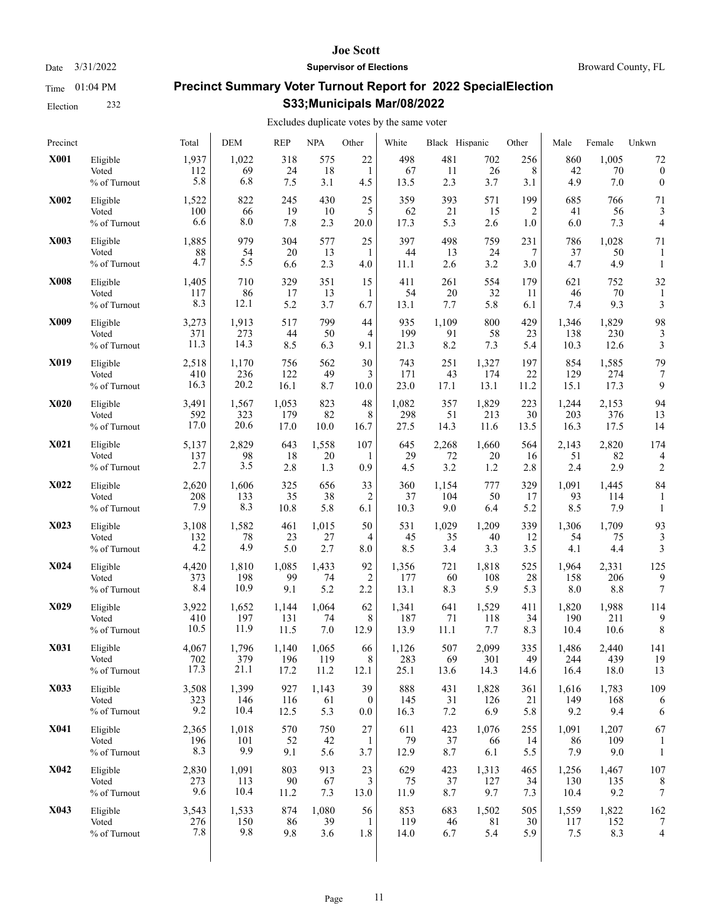# Joe Scott

**Supervisor of Elections**

Broward County, FL

Date 3/31/2022

Time 01:04 PM

Election 232

## Precinct Summary Voter Turnout Report for 2022 SpecialElection S33;Municipals Mar/08/2022

Excludes duplicate votes by the same voter

| Precinct | | Total | DEM | REP | NPA | Other | White | Black | Hispanic | Other | Male | Female | Unkwn |
|---|---|---|---|---|---|---|---|---|---|---|---|---|---|
| **X001** | Eligible | 1,937 | 1,022 | 318 | 575 | 22 | 498 | 481 | 702 | 256 | 860 | 1,005 | 72 |
| | Voted | 112 | 69 | 24 | 18 | 1 | 67 | 11 | 26 | 8 | 42 | 70 | 0 |
| | % of Turnout | 5.8 | 6.8 | 7.5 | 3.1 | 4.5 | 13.5 | 2.3 | 3.7 | 3.1 | 4.9 | 7.0 | 0 |
| **X002** | Eligible | 1,522 | 822 | 245 | 430 | 25 | 359 | 393 | 571 | 199 | 685 | 766 | 71 |
| | Voted | 100 | 66 | 19 | 10 | 5 | 62 | 21 | 15 | 2 | 41 | 56 | 3 |
| | % of Turnout | 6.6 | 8.0 | 7.8 | 2.3 | 20.0 | 17.3 | 5.3 | 2.6 | 1.0 | 6.0 | 7.3 | 4 |
| **X003** | Eligible | 1,885 | 979 | 304 | 577 | 25 | 397 | 498 | 759 | 231 | 786 | 1,028 | 71 |
| | Voted | 88 | 54 | 20 | 13 | 1 | 44 | 13 | 24 | 7 | 37 | 50 | 1 |
| | % of Turnout | 4.7 | 5.5 | 6.6 | 2.3 | 4.0 | 11.1 | 2.6 | 3.2 | 3.0 | 4.7 | 4.9 | 1 |
| **X008** | Eligible | 1,405 | 710 | 329 | 351 | 15 | 411 | 261 | 554 | 179 | 621 | 752 | 32 |
| | Voted | 117 | 86 | 17 | 13 | 1 | 54 | 20 | 32 | 11 | 46 | 70 | 1 |
| | % of Turnout | 8.3 | 12.1 | 5.2 | 3.7 | 6.7 | 13.1 | 7.7 | 5.8 | 6.1 | 7.4 | 9.3 | 3 |
| **X009** | Eligible | 3,273 | 1,913 | 517 | 799 | 44 | 935 | 1,109 | 800 | 429 | 1,346 | 1,829 | 98 |
| | Voted | 371 | 273 | 44 | 50 | 4 | 199 | 91 | 58 | 23 | 138 | 230 | 3 |
| | % of Turnout | 11.3 | 14.3 | 8.5 | 6.3 | 9.1 | 21.3 | 8.2 | 7.3 | 5.4 | 10.3 | 12.6 | 3 |
| **X019** | Eligible | 2,518 | 1,170 | 756 | 562 | 30 | 743 | 251 | 1,327 | 197 | 854 | 1,585 | 79 |
| | Voted | 410 | 236 | 122 | 49 | 3 | 171 | 43 | 174 | 22 | 129 | 274 | 7 |
| | % of Turnout | 16.3 | 20.2 | 16.1 | 8.7 | 10.0 | 23.0 | 17.1 | 13.1 | 11.2 | 15.1 | 17.3 | 9 |
| **X020** | Eligible | 3,491 | 1,567 | 1,053 | 823 | 48 | 1,082 | 357 | 1,829 | 223 | 1,244 | 2,153 | 94 |
| | Voted | 592 | 323 | 179 | 82 | 8 | 298 | 51 | 213 | 30 | 203 | 376 | 13 |
| | % of Turnout | 17.0 | 20.6 | 17.0 | 10.0 | 16.7 | 27.5 | 14.3 | 11.6 | 13.5 | 16.3 | 17.5 | 14 |
| **X021** | Eligible | 5,137 | 2,829 | 643 | 1,558 | 107 | 645 | 2,268 | 1,660 | 564 | 2,143 | 2,820 | 174 |
| | Voted | 137 | 98 | 18 | 20 | 1 | 29 | 72 | 20 | 16 | 51 | 82 | 4 |
| | % of Turnout | 2.7 | 3.5 | 2.8 | 1.3 | 0.9 | 4.5 | 3.2 | 1.2 | 2.8 | 2.4 | 2.9 | 2 |
| **X022** | Eligible | 2,620 | 1,606 | 325 | 656 | 33 | 360 | 1,154 | 777 | 329 | 1,091 | 1,445 | 84 |
| | Voted | 208 | 133 | 35 | 38 | 2 | 37 | 104 | 50 | 17 | 93 | 114 | 1 |
| | % of Turnout | 7.9 | 8.3 | 10.8 | 5.8 | 6.1 | 10.3 | 9.0 | 6.4 | 5.2 | 8.5 | 7.9 | 1 |
| **X023** | Eligible | 3,108 | 1,582 | 461 | 1,015 | 50 | 531 | 1,029 | 1,209 | 339 | 1,306 | 1,709 | 93 |
| | Voted | 132 | 78 | 23 | 27 | 4 | 45 | 35 | 40 | 12 | 54 | 75 | 3 |
| | % of Turnout | 4.2 | 4.9 | 5.0 | 2.7 | 8.0 | 8.5 | 3.4 | 3.3 | 3.5 | 4.1 | 4.4 | 3 |
| **X024** | Eligible | 4,420 | 1,810 | 1,085 | 1,433 | 92 | 1,356 | 721 | 1,818 | 525 | 1,964 | 2,331 | 125 |
| | Voted | 373 | 198 | 99 | 74 | 2 | 177 | 60 | 108 | 28 | 158 | 206 | 9 |
| | % of Turnout | 8.4 | 10.9 | 9.1 | 5.2 | 2.2 | 13.1 | 8.3 | 5.9 | 5.3 | 8.0 | 8.8 | 7 |
| **X029** | Eligible | 3,922 | 1,652 | 1,144 | 1,064 | 62 | 1,341 | 641 | 1,529 | 411 | 1,820 | 1,988 | 114 |
| | Voted | 410 | 197 | 131 | 74 | 8 | 187 | 71 | 118 | 34 | 190 | 211 | 9 |
| | % of Turnout | 10.5 | 11.9 | 11.5 | 7.0 | 12.9 | 13.9 | 11.1 | 7.7 | 8.3 | 10.4 | 10.6 | 8 |
| **X031** | Eligible | 4,067 | 1,796 | 1,140 | 1,065 | 66 | 1,126 | 507 | 2,099 | 335 | 1,486 | 2,440 | 141 |
| | Voted | 702 | 379 | 196 | 119 | 8 | 283 | 69 | 301 | 49 | 244 | 439 | 19 |
| | % of Turnout | 17.3 | 21.1 | 17.2 | 11.2 | 12.1 | 25.1 | 13.6 | 14.3 | 14.6 | 16.4 | 18.0 | 13 |
| **X033** | Eligible | 3,508 | 1,399 | 927 | 1,143 | 39 | 888 | 431 | 1,828 | 361 | 1,616 | 1,783 | 109 |
| | Voted | 323 | 146 | 116 | 61 | 0 | 145 | 31 | 126 | 21 | 149 | 168 | 6 |
| | % of Turnout | 9.2 | 10.4 | 12.5 | 5.3 | 0.0 | 16.3 | 7.2 | 6.9 | 5.8 | 9.2 | 9.4 | 6 |
| **X041** | Eligible | 2,365 | 1,018 | 570 | 750 | 27 | 611 | 423 | 1,076 | 255 | 1,091 | 1,207 | 67 |
| | Voted | 196 | 101 | 52 | 42 | 1 | 79 | 37 | 66 | 14 | 86 | 109 | 1 |
| | % of Turnout | 8.3 | 9.9 | 9.1 | 5.6 | 3.7 | 12.9 | 8.7 | 6.1 | 5.5 | 7.9 | 9.0 | 1 |
| **X042** | Eligible | 2,830 | 1,091 | 803 | 913 | 23 | 629 | 423 | 1,313 | 465 | 1,256 | 1,467 | 107 |
| | Voted | 273 | 113 | 90 | 67 | 3 | 75 | 37 | 127 | 34 | 130 | 135 | 8 |
| | % of Turnout | 9.6 | 10.4 | 11.2 | 7.3 | 13.0 | 11.9 | 8.7 | 9.7 | 7.3 | 10.4 | 9.2 | 7 |
| **X043** | Eligible | 3,543 | 1,533 | 874 | 1,080 | 56 | 853 | 683 | 1,502 | 505 | 1,559 | 1,822 | 162 |
| | Voted | 276 | 150 | 86 | 39 | 1 | 119 | 46 | 81 | 30 | 117 | 152 | 7 |
| | % of Turnout | 7.8 | 9.8 | 9.8 | 3.6 | 1.8 | 14.0 | 6.7 | 5.4 | 5.9 | 7.5 | 8.3 | 4 |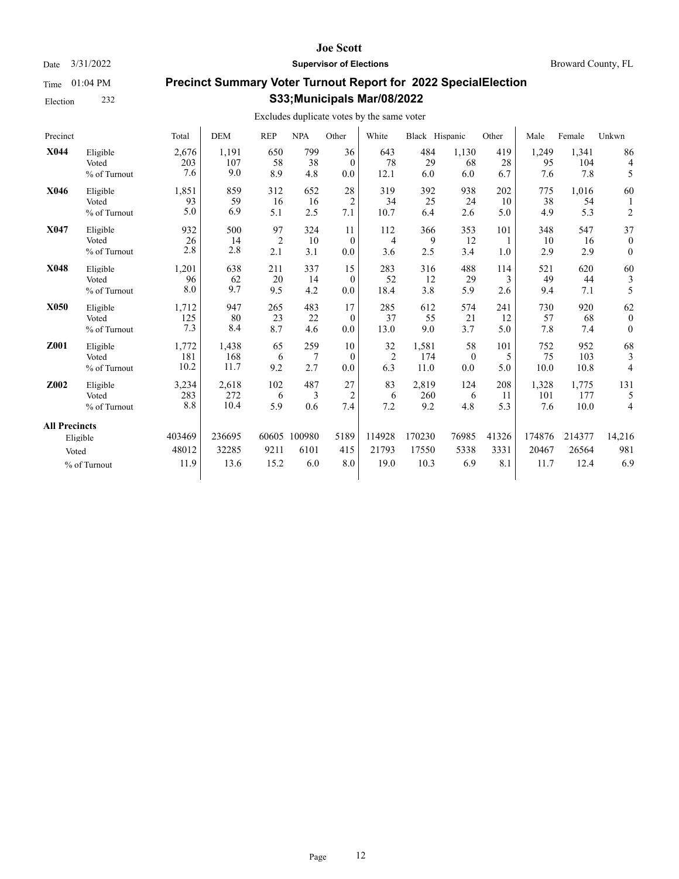# Precinct Summary Voter Turnout Report for 2022 SpecialElection S33;Municipals Mar/08/2022

Excludes duplicate votes by the same voter

| Precinct | | Total | DEM | REP | NPA | Other | White | Black | Hispanic | Other | Male | Female | Unkwn |
|---|---|---|---|---|---|---|---|---|---|---|---|---|---|
| **X044** | Eligible | 2,676 | 1,191 | 650 | 799 | 36 | 643 | 484 | 1,130 | 419 | 1,249 | 1,341 | 86 |
| | Voted | 203 | 107 | 58 | 38 | 0 | 78 | 29 | 68 | 28 | 95 | 104 | 4 |
| | % of Turnout | 7.6 | 9.0 | 8.9 | 4.8 | 0.0 | 12.1 | 6.0 | 6.0 | 6.7 | 7.6 | 7.8 | 5 |
| **X046** | Eligible | 1,851 | 859 | 312 | 652 | 28 | 319 | 392 | 938 | 202 | 775 | 1,016 | 60 |
| | Voted | 93 | 59 | 16 | 16 | 2 | 34 | 25 | 24 | 10 | 38 | 54 | 1 |
| | % of Turnout | 5.0 | 6.9 | 5.1 | 2.5 | 7.1 | 10.7 | 6.4 | 2.6 | 5.0 | 4.9 | 5.3 | 2 |
| **X047** | Eligible | 932 | 500 | 97 | 324 | 11 | 112 | 366 | 353 | 101 | 348 | 547 | 37 |
| | Voted | 26 | 14 | 2 | 10 | 0 | 4 | 9 | 12 | 1 | 10 | 16 | 0 |
| | % of Turnout | 2.8 | 2.8 | 2.1 | 3.1 | 0.0 | 3.6 | 2.5 | 3.4 | 1.0 | 2.9 | 2.9 | 0 |
| **X048** | Eligible | 1,201 | 638 | 211 | 337 | 15 | 283 | 316 | 488 | 114 | 521 | 620 | 60 |
| | Voted | 96 | 62 | 20 | 14 | 0 | 52 | 12 | 29 | 3 | 49 | 44 | 3 |
| | % of Turnout | 8.0 | 9.7 | 9.5 | 4.2 | 0.0 | 18.4 | 3.8 | 5.9 | 2.6 | 9.4 | 7.1 | 5 |
| **X050** | Eligible | 1,712 | 947 | 265 | 483 | 17 | 285 | 612 | 574 | 241 | 730 | 920 | 62 |
| | Voted | 125 | 80 | 23 | 22 | 0 | 37 | 55 | 21 | 12 | 57 | 68 | 0 |
| | % of Turnout | 7.3 | 8.4 | 8.7 | 4.6 | 0.0 | 13.0 | 9.0 | 3.7 | 5.0 | 7.8 | 7.4 | 0 |
| **Z001** | Eligible | 1,772 | 1,438 | 65 | 259 | 10 | 32 | 1,581 | 58 | 101 | 752 | 952 | 68 |
| | Voted | 181 | 168 | 6 | 7 | 0 | 2 | 174 | 0 | 5 | 75 | 103 | 3 |
| | % of Turnout | 10.2 | 11.7 | 9.2 | 2.7 | 0.0 | 6.3 | 11.0 | 0.0 | 5.0 | 10.0 | 10.8 | 4 |
| **Z002** | Eligible | 3,234 | 2,618 | 102 | 487 | 27 | 83 | 2,819 | 124 | 208 | 1,328 | 1,775 | 131 |
| | Voted | 283 | 272 | 6 | 3 | 2 | 6 | 260 | 6 | 11 | 101 | 177 | 5 |
| | % of Turnout | 8.8 | 10.4 | 5.9 | 0.6 | 7.4 | 7.2 | 9.2 | 4.8 | 5.3 | 7.6 | 10.0 | 4 |
| **All Precincts** | Eligible | 403469 | 236695 | 60605 | 100980 | 5189 | 114928 | 170230 | 76985 | 41326 | 174876 | 214377 | 14,216 |
| | Voted | 48012 | 32285 | 9211 | 6101 | 415 | 21793 | 17550 | 5338 | 3331 | 20467 | 26564 | 981 |
| | % of Turnout | 11.9 | 13.6 | 15.2 | 6.0 | 8.0 | 19.0 | 10.3 | 6.9 | 8.1 | 11.7 | 12.4 | 6.9 |